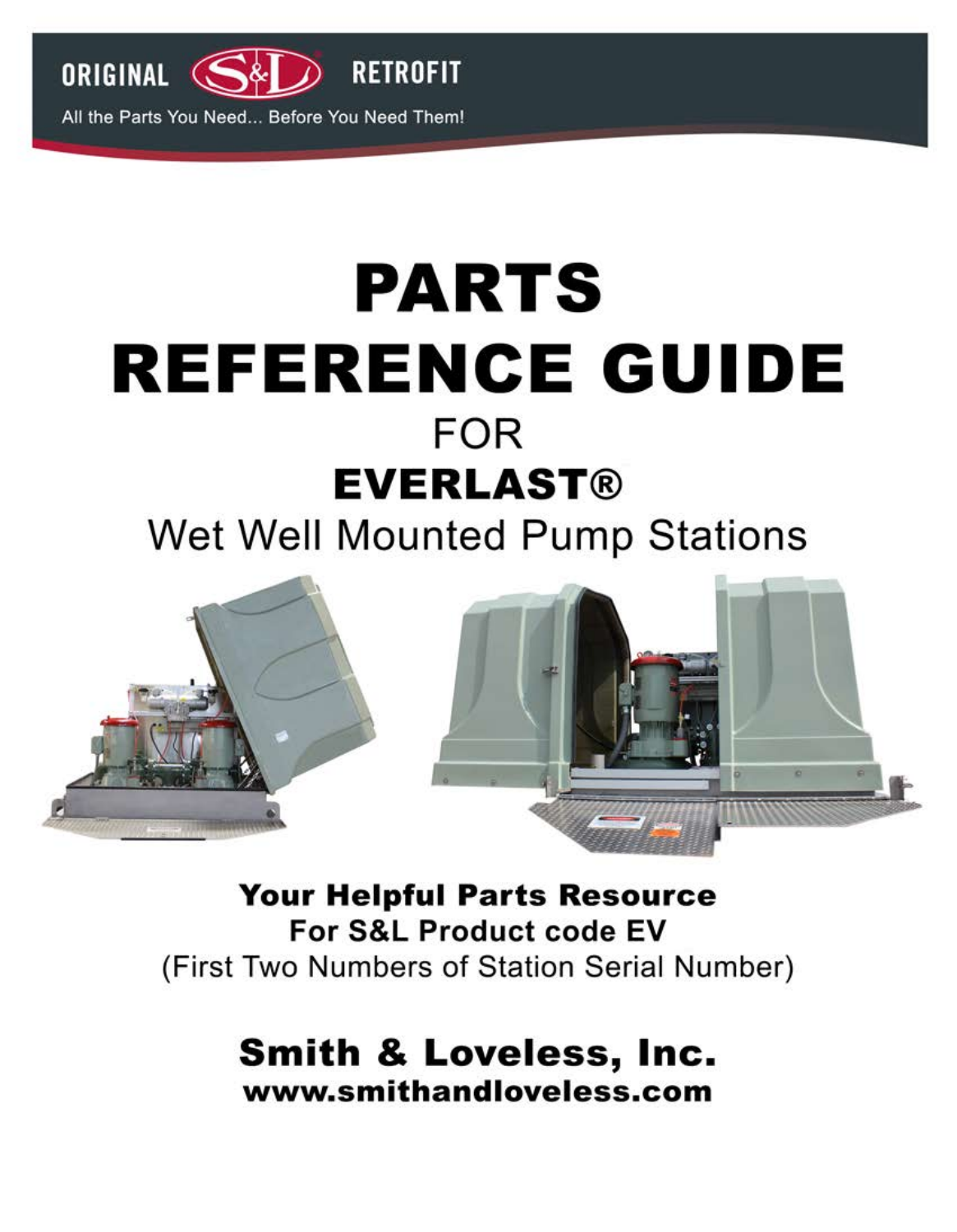ORIGINAL S&L RETROFIT

All the Parts You Need... Before You Need Them!

# PARTS REFERENCE GUIDE

FOR

## EVERLAST®

Wet Well Mounted Pump Stations

**Your Helpful Parts Resource**

**For S&L Product code EV**

(First Two Numbers of Station Serial Number)

**Smith & Loveless, Inc.**

**www.smithandloveless.com**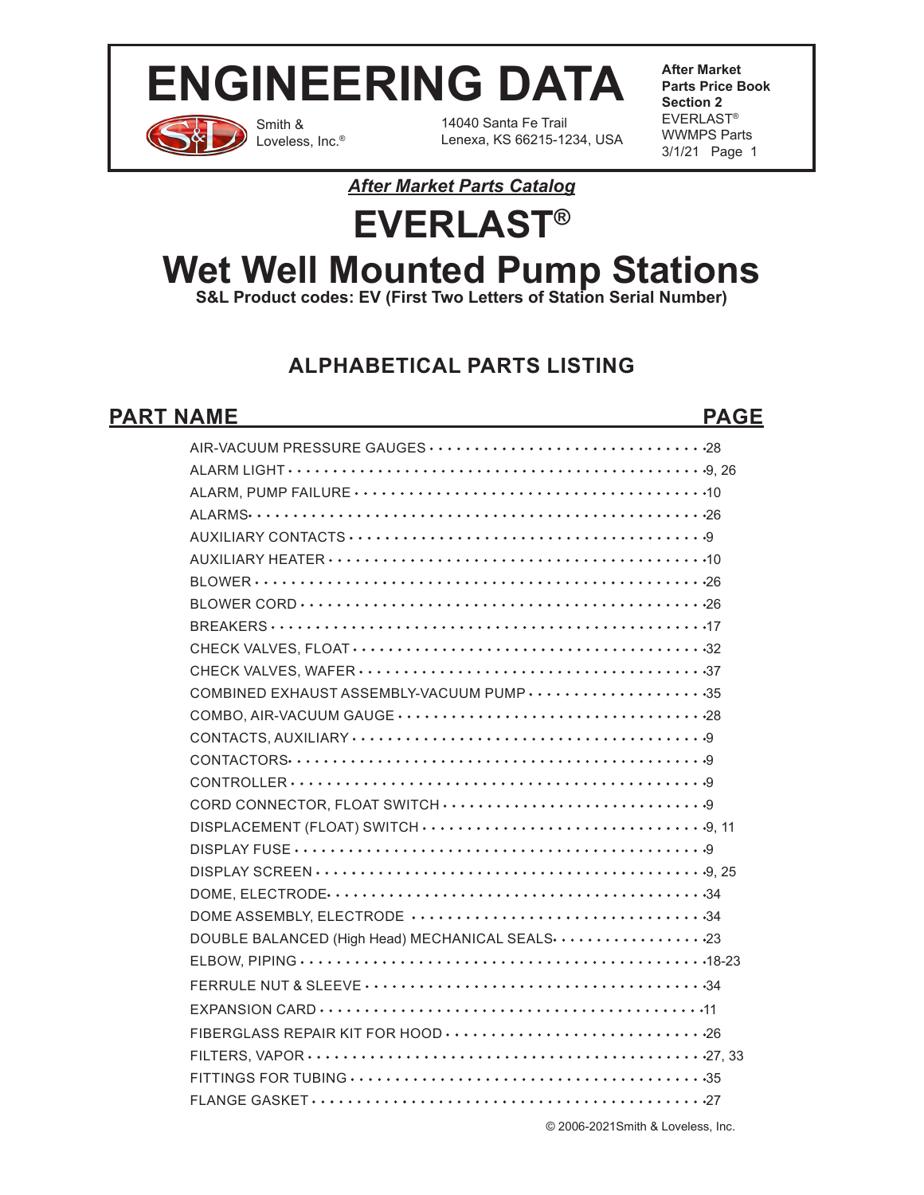# ENGINEERING DATA

Smith & Loveless, Inc.®

14040 Santa Fe Trail
Lenexa, KS 66215-1234, USA

**After Market Parts Price Book Section 2**
EVERLAST®
WWMPS Parts
3/1/21 Page 1

***After Market Parts Catalog***

# EVERLAST®

# Wet Well Mounted Pump Stations

**S&L Product codes: EV (First Two Letters of Station Serial Number)**

## ALPHABETICAL PARTS LISTING

| PART NAME | PAGE |
|---|---|
| AIR-VACUUM PRESSURE GAUGES | 28 |
| ALARM LIGHT | 9, 26 |
| ALARM, PUMP FAILURE | 10 |
| ALARMS | 26 |
| AUXILIARY CONTACTS | 9 |
| AUXILIARY HEATER | 10 |
| BLOWER | 26 |
| BLOWER CORD | 26 |
| BREAKERS | 17 |
| CHECK VALVES, FLOAT | 32 |
| CHECK VALVES, WAFER | 37 |
| COMBINED EXHAUST ASSEMBLY-VACUUM PUMP | 35 |
| COMBO, AIR-VACUUM GAUGE | 28 |
| CONTACTS, AUXILIARY | 9 |
| CONTACTORS | 9 |
| CONTROLLER | 9 |
| CORD CONNECTOR, FLOAT SWITCH | 9 |
| DISPLACEMENT (FLOAT) SWITCH | 9, 11 |
| DISPLAY FUSE | 9 |
| DISPLAY SCREEN | 9, 25 |
| DOME, ELECTRODE | 34 |
| DOME ASSEMBLY, ELECTRODE | 34 |
| DOUBLE BALANCED (High Head) MECHANICAL SEALS | 23 |
| ELBOW, PIPING | 18-23 |
| FERRULE NUT & SLEEVE | 34 |
| EXPANSION CARD | 11 |
| FIBERGLASS REPAIR KIT FOR HOOD | 26 |
| FILTERS, VAPOR | 27, 33 |
| FITTINGS FOR TUBING | 35 |
| FLANGE GASKET | 27 |

© 2006-2021Smith & Loveless, Inc.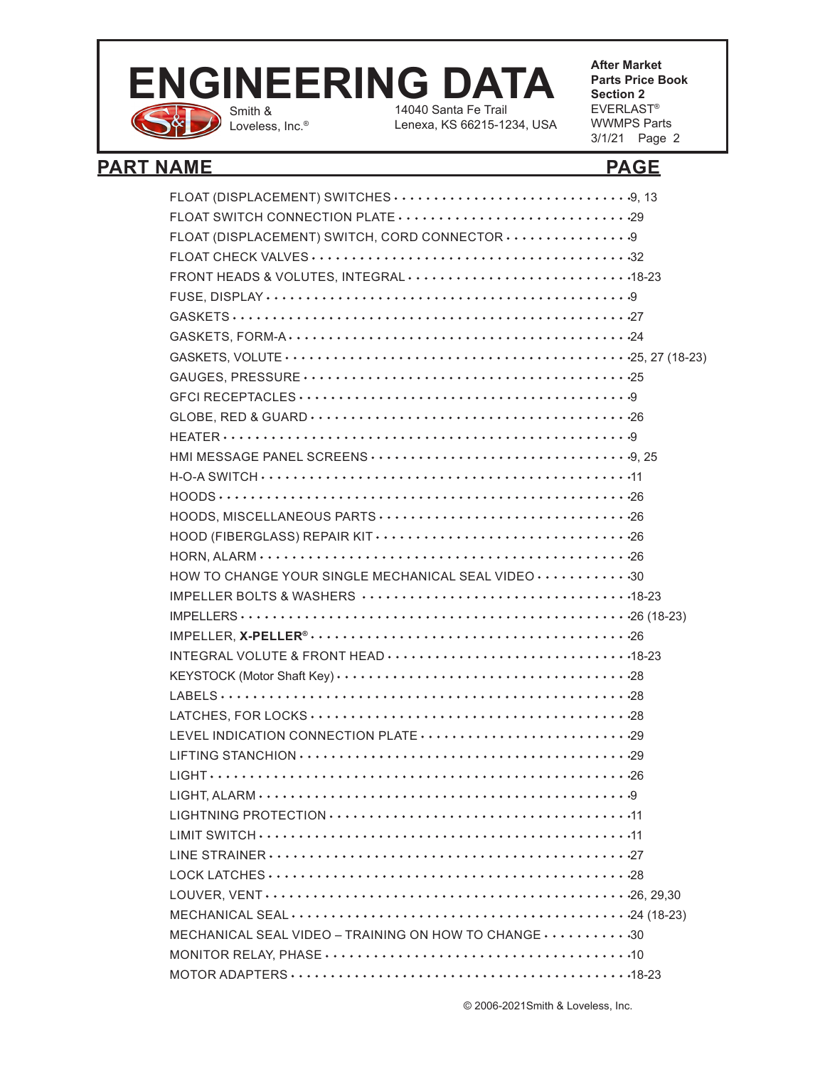| PART NAME | PAGE |
| --- | --- |
| FLOAT (DISPLACEMENT) SWITCHES | 9, 13 |
| FLOAT SWITCH CONNECTION PLATE | 29 |
| FLOAT (DISPLACEMENT) SWITCH, CORD CONNECTOR | 9 |
| FLOAT CHECK VALVES | 32 |
| FRONT HEADS & VOLUTES, INTEGRAL | 18-23 |
| FUSE, DISPLAY | 9 |
| GASKETS | 27 |
| GASKETS, FORM-A | 24 |
| GASKETS, VOLUTE | 25, 27 (18-23) |
| GAUGES, PRESSURE | 25 |
| GFCI RECEPTACLES | 9 |
| GLOBE, RED & GUARD | 26 |
| HEATER | 9 |
| HMI MESSAGE PANEL SCREENS | 9, 25 |
| H-O-A SWITCH | 11 |
| HOODS | 26 |
| HOODS, MISCELLANEOUS PARTS | 26 |
| HOOD (FIBERGLASS) REPAIR KIT | 26 |
| HORN, ALARM | 26 |
| HOW TO CHANGE YOUR SINGLE MECHANICAL SEAL VIDEO | 30 |
| IMPELLER BOLTS & WASHERS | 18-23 |
| IMPELLERS | 26 (18-23) |
| IMPELLER, **X-PELLER®** | 26 |
| INTEGRAL VOLUTE & FRONT HEAD | 18-23 |
| KEYSTOCK (Motor Shaft Key) | 28 |
| LABELS | 28 |
| LATCHES, FOR LOCKS | 28 |
| LEVEL INDICATION CONNECTION PLATE | 29 |
| LIFTING STANCHION | 29 |
| LIGHT | 26 |
| LIGHT, ALARM | 9 |
| LIGHTNING PROTECTION | 11 |
| LIMIT SWITCH | 11 |
| LINE STRAINER | 27 |
| LOCK LATCHES | 28 |
| LOUVER, VENT | 26, 29,30 |
| MECHANICAL SEAL | 24 (18-23) |
| MECHANICAL SEAL VIDEO – TRAINING ON HOW TO CHANGE | 30 |
| MONITOR RELAY, PHASE | 10 |
| MOTOR ADAPTERS | 18-23 |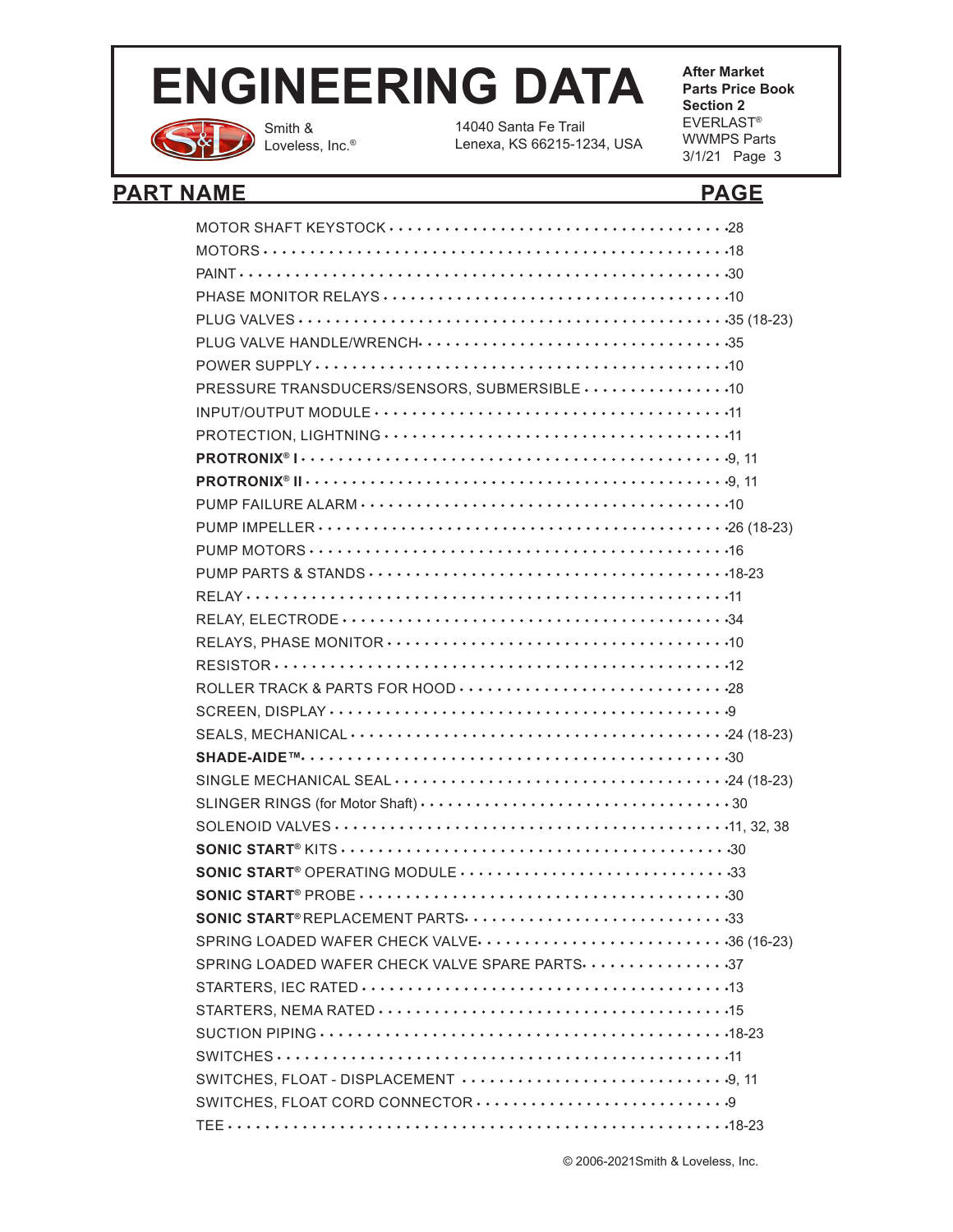| PART NAME | PAGE |
|---|---|
| MOTOR SHAFT KEYSTOCK | 28 |
| MOTORS | 18 |
| PAINT | 30 |
| PHASE MONITOR RELAYS | 10 |
| PLUG VALVES | 35 (18-23) |
| PLUG VALVE HANDLE/WRENCH | 35 |
| POWER SUPPLY | 10 |
| PRESSURE TRANSDUCERS/SENSORS, SUBMERSIBLE | 10 |
| INPUT/OUTPUT MODULE | 11 |
| PROTECTION, LIGHTNING | 11 |
| **PROTRONIX® I** | 9, 11 |
| **PROTRONIX® II** | 9, 11 |
| PUMP FAILURE ALARM | 10 |
| PUMP IMPELLER | 26 (18-23) |
| PUMP MOTORS | 16 |
| PUMP PARTS & STANDS | 18-23 |
| RELAY | 11 |
| RELAY, ELECTRODE | 34 |
| RELAYS, PHASE MONITOR | 10 |
| RESISTOR | 12 |
| ROLLER TRACK & PARTS FOR HOOD | 28 |
| SCREEN, DISPLAY | 9 |
| SEALS, MECHANICAL | 24 (18-23) |
| **SHADE-AIDE™** | 30 |
| SINGLE MECHANICAL SEAL | 24 (18-23) |
| SLINGER RINGS (for Motor Shaft) | 30 |
| SOLENOID VALVES | 11, 32, 38 |
| **SONIC START®** KITS | 30 |
| **SONIC START®** OPERATING MODULE | 33 |
| **SONIC START®** PROBE | 30 |
| **SONIC START®** REPLACEMENT PARTS | 33 |
| SPRING LOADED WAFER CHECK VALVE | 36 (16-23) |
| SPRING LOADED WAFER CHECK VALVE SPARE PARTS | 37 |
| STARTERS, IEC RATED | 13 |
| STARTERS, NEMA RATED | 15 |
| SUCTION PIPING | 18-23 |
| SWITCHES | 11 |
| SWITCHES, FLOAT - DISPLACEMENT | 9, 11 |
| SWITCHES, FLOAT CORD CONNECTOR | 9 |
| TEE | 18-23 |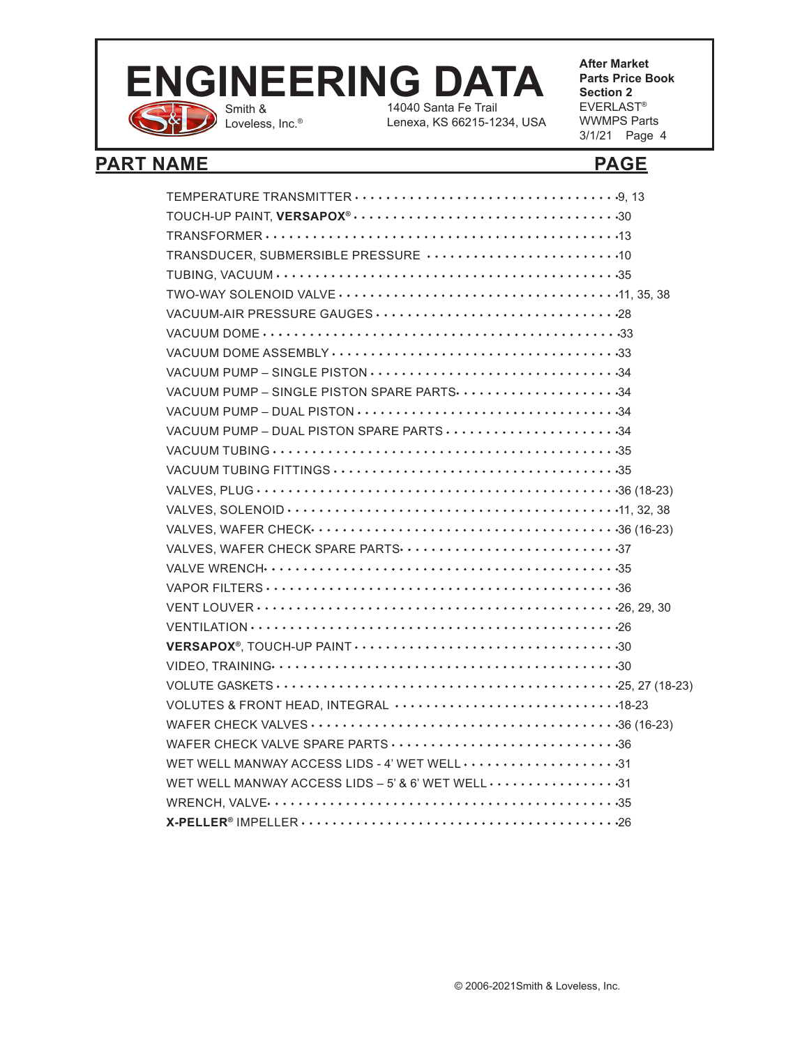| PART NAME | PAGE |
| --- | --- |
| TEMPERATURE TRANSMITTER | 9, 13 |
| TOUCH-UP PAINT, **VERSAPOX®** | 30 |
| TRANSFORMER | 13 |
| TRANSDUCER, SUBMERSIBLE PRESSURE | 10 |
| TUBING, VACUUM | 35 |
| TWO-WAY SOLENOID VALVE | 11, 35, 38 |
| VACUUM-AIR PRESSURE GAUGES | 28 |
| VACUUM DOME | 33 |
| VACUUM DOME ASSEMBLY | 33 |
| VACUUM PUMP – SINGLE PISTON | 34 |
| VACUUM PUMP – SINGLE PISTON SPARE PARTS | 34 |
| VACUUM PUMP – DUAL PISTON | 34 |
| VACUUM PUMP – DUAL PISTON SPARE PARTS | 34 |
| VACUUM TUBING | 35 |
| VACUUM TUBING FITTINGS | 35 |
| VALVES, PLUG | 36 (18-23) |
| VALVES, SOLENOID | 11, 32, 38 |
| VALVES, WAFER CHECK | 36 (16-23) |
| VALVES, WAFER CHECK SPARE PARTS | 37 |
| VALVE WRENCH | 35 |
| VAPOR FILTERS | 36 |
| VENT LOUVER | 26, 29, 30 |
| VENTILATION | 26 |
| **VERSAPOX®**, TOUCH-UP PAINT | 30 |
| VIDEO, TRAINING | 30 |
| VOLUTE GASKETS | 25, 27 (18-23) |
| VOLUTES & FRONT HEAD, INTEGRAL | 18-23 |
| WAFER CHECK VALVES | 36 (16-23) |
| WAFER CHECK VALVE SPARE PARTS | 36 |
| WET WELL MANWAY ACCESS LIDS - 4' WET WELL | 31 |
| WET WELL MANWAY ACCESS LIDS – 5' & 6' WET WELL | 31 |
| WRENCH, VALVE | 35 |
| **X-PELLER®** IMPELLER | 26 |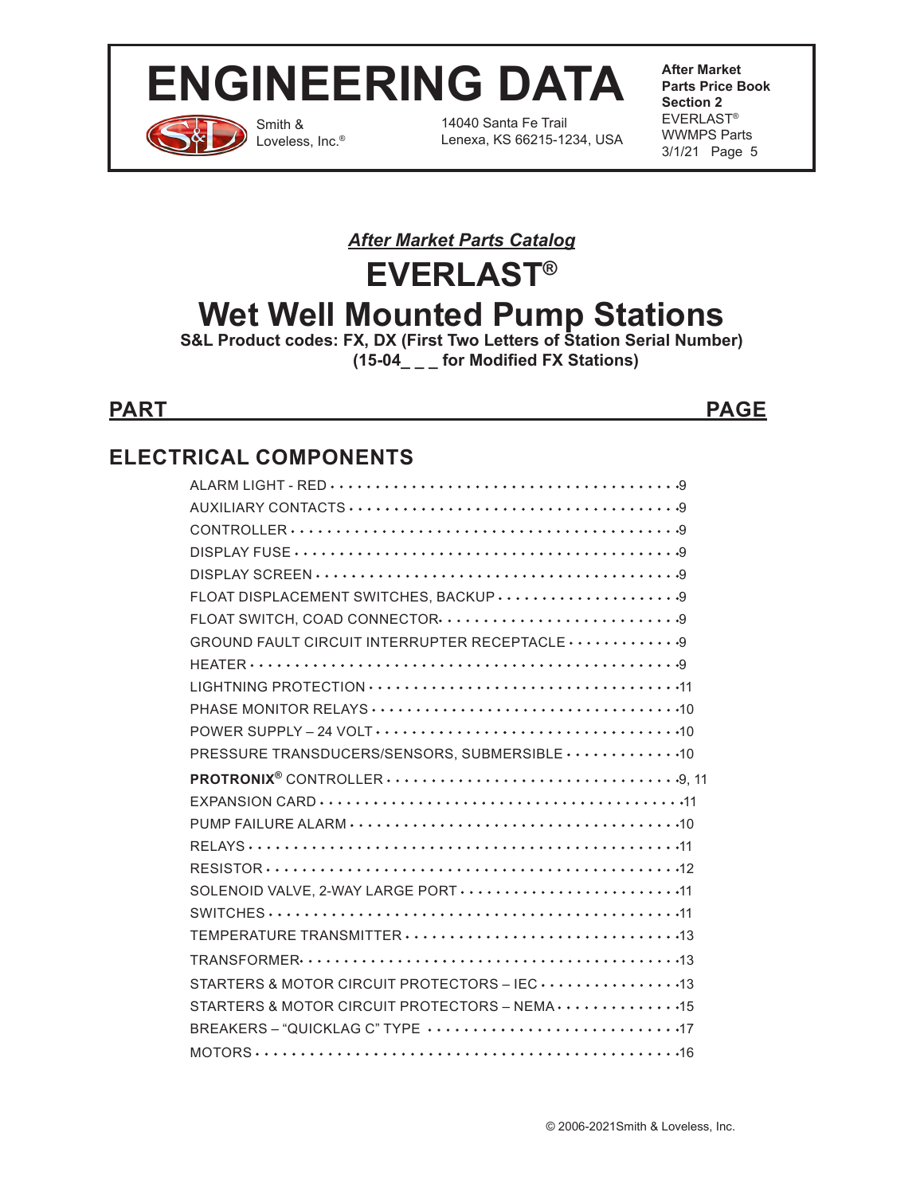*After Market Parts Catalog*

# EVERLAST®

# Wet Well Mounted Pump Stations

**S&L Product codes: FX, DX (First Two Letters of Station Serial Number)**
**(15-04_ _ _ for Modified FX Stations)**

| PART | PAGE |
|---|---|

## ELECTRICAL COMPONENTS

| Part | Page |
|---|---|
| ALARM LIGHT - RED | 9 |
| AUXILIARY CONTACTS | 9 |
| CONTROLLER | 9 |
| DISPLAY FUSE | 9 |
| DISPLAY SCREEN | 9 |
| FLOAT DISPLACEMENT SWITCHES, BACKUP | 9 |
| FLOAT SWITCH, COAD CONNECTOR | 9 |
| GROUND FAULT CIRCUIT INTERRUPTER RECEPTACLE | 9 |
| HEATER | 9 |
| LIGHTNING PROTECTION | 11 |
| PHASE MONITOR RELAYS | 10 |
| POWER SUPPLY – 24 VOLT | 10 |
| PRESSURE TRANSDUCERS/SENSORS, SUBMERSIBLE | 10 |
| **PROTRONIX®** CONTROLLER | 9, 11 |
| EXPANSION CARD | 11 |
| PUMP FAILURE ALARM | 10 |
| RELAYS | 11 |
| RESISTOR | 12 |
| SOLENOID VALVE, 2-WAY LARGE PORT | 11 |
| SWITCHES | 11 |
| TEMPERATURE TRANSMITTER | 13 |
| TRANSFORMER | 13 |
| STARTERS & MOTOR CIRCUIT PROTECTORS – IEC | 13 |
| STARTERS & MOTOR CIRCUIT PROTECTORS – NEMA | 15 |
| BREAKERS – “QUICKLAG C” TYPE | 17 |
| MOTORS | 16 |

© 2006-2021Smith & Loveless, Inc.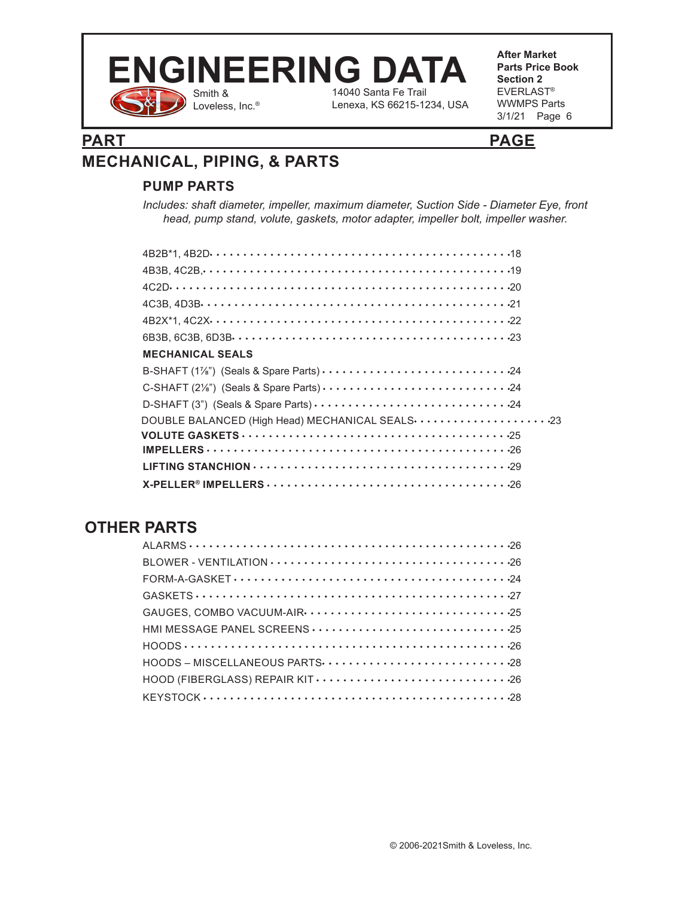| PART | PAGE |
| --- | --- |

## MECHANICAL, PIPING, & PARTS

### PUMP PARTS

*Includes: shaft diameter, impeller, maximum diameter, Suction Side - Diameter Eye, front head, pump stand, volute, gaskets, motor adapter, impeller bolt, impeller washer.*

| PART | PAGE |
| --- | --- |
| 4B2B*1, 4B2D | 18 |
| 4B3B, 4C2B, | 19 |
| 4C2D | 20 |
| 4C3B, 4D3B | 21 |
| 4B2X*1, 4C2X | 22 |
| 6B3B, 6C3B, 6D3B | 23 |
| **MECHANICAL SEALS** | |
| B-SHAFT (1⅞") (Seals & Spare Parts) | 24 |
| C-SHAFT (2⅛") (Seals & Spare Parts) | 24 |
| D-SHAFT (3") (Seals & Spare Parts) | 24 |
| DOUBLE BALANCED (High Head) MECHANICAL SEALS | 23 |
| **VOLUTE GASKETS** | 25 |
| **IMPELLERS** | 26 |
| **LIFTING STANCHION** | 29 |
| **X-PELLER® IMPELLERS** | 26 |

## OTHER PARTS

| PART | PAGE |
| --- | --- |
| ALARMS | 26 |
| BLOWER - VENTILATION | 26 |
| FORM-A-GASKET | 24 |
| GASKETS | 27 |
| GAUGES, COMBO VACUUM-AIR | 25 |
| HMI MESSAGE PANEL SCREENS | 25 |
| HOODS | 26 |
| HOODS – MISCELLANEOUS PARTS | 28 |
| HOOD (FIBERGLASS) REPAIR KIT | 26 |
| KEYSTOCK | 28 |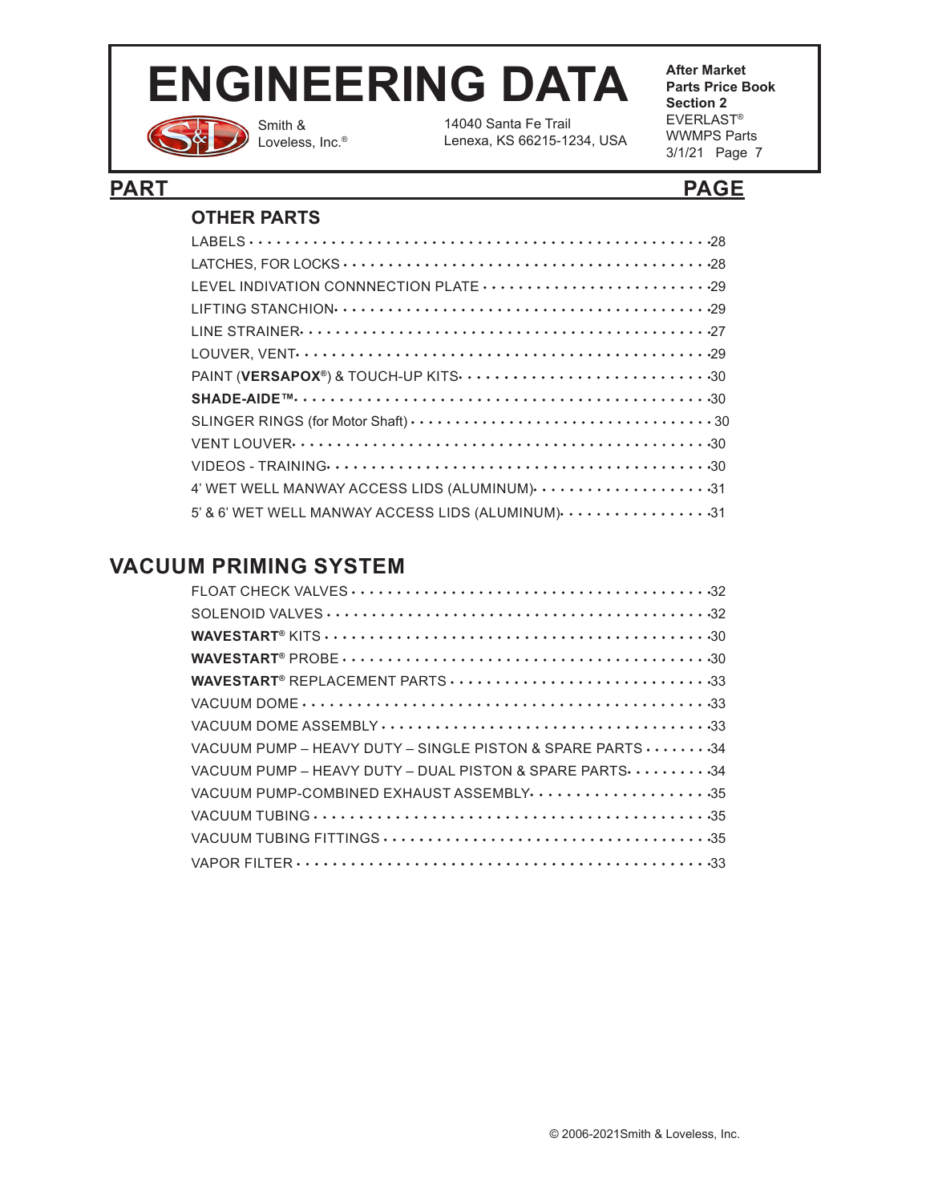| PART | PAGE |
|---|---|

### OTHER PARTS

| PART | PAGE |
|---|---|
| LABELS | 28 |
| LATCHES, FOR LOCKS | 28 |
| LEVEL INDIVATION CONNNECTION PLATE | 29 |
| LIFTING STANCHION | 29 |
| LINE STRAINER | 27 |
| LOUVER, VENT | 29 |
| PAINT (**VERSAPOX®**) & TOUCH-UP KITS | 30 |
| **SHADE-AIDE™** | 30 |
| SLINGER RINGS (for Motor Shaft) | 30 |
| VENT LOUVER | 30 |
| VIDEOS - TRAINING | 30 |
| 4' WET WELL MANWAY ACCESS LIDS (ALUMINUM) | 31 |
| 5' & 6' WET WELL MANWAY ACCESS LIDS (ALUMINUM) | 31 |

## VACUUM PRIMING SYSTEM

| PART | PAGE |
|---|---|
| FLOAT CHECK VALVES | 32 |
| SOLENOID VALVES | 32 |
| **WAVESTART®** KITS | 30 |
| **WAVESTART®** PROBE | 30 |
| **WAVESTART®** REPLACEMENT PARTS | 33 |
| VACUUM DOME | 33 |
| VACUUM DOME ASSEMBLY | 33 |
| VACUUM PUMP – HEAVY DUTY – SINGLE PISTON & SPARE PARTS | 34 |
| VACUUM PUMP – HEAVY DUTY – DUAL PISTON & SPARE PARTS | 34 |
| VACUUM PUMP-COMBINED EXHAUST ASSEMBLY | 35 |
| VACUUM TUBING | 35 |
| VACUUM TUBING FITTINGS | 35 |
| VAPOR FILTER | 33 |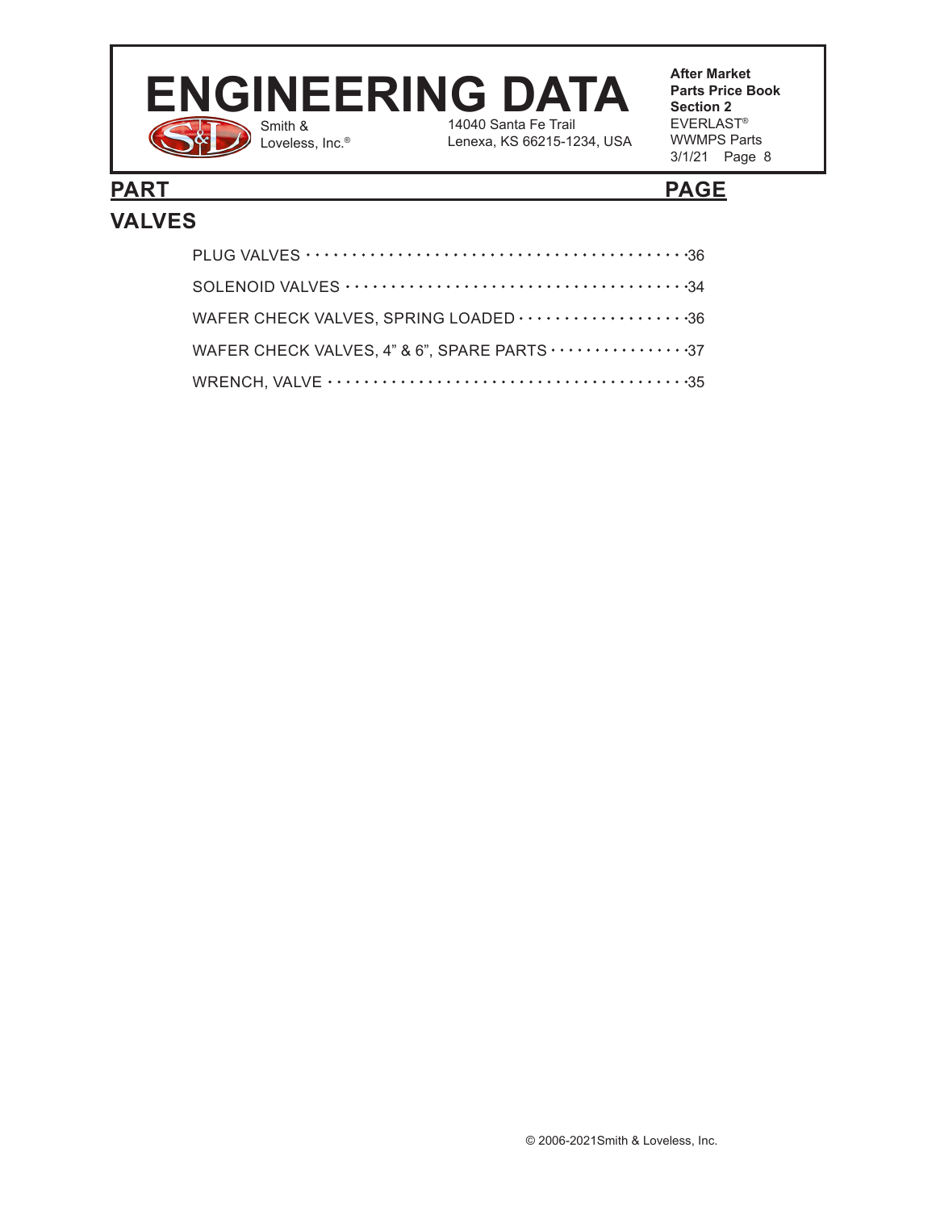| PART | PAGE |
|---|---|

## VALVES

| PART | PAGE |
|---|---|
| PLUG VALVES | 36 |
| SOLENOID VALVES | 34 |
| WAFER CHECK VALVES, SPRING LOADED | 36 |
| WAFER CHECK VALVES, 4” & 6”, SPARE PARTS | 37 |
| WRENCH, VALVE | 35 |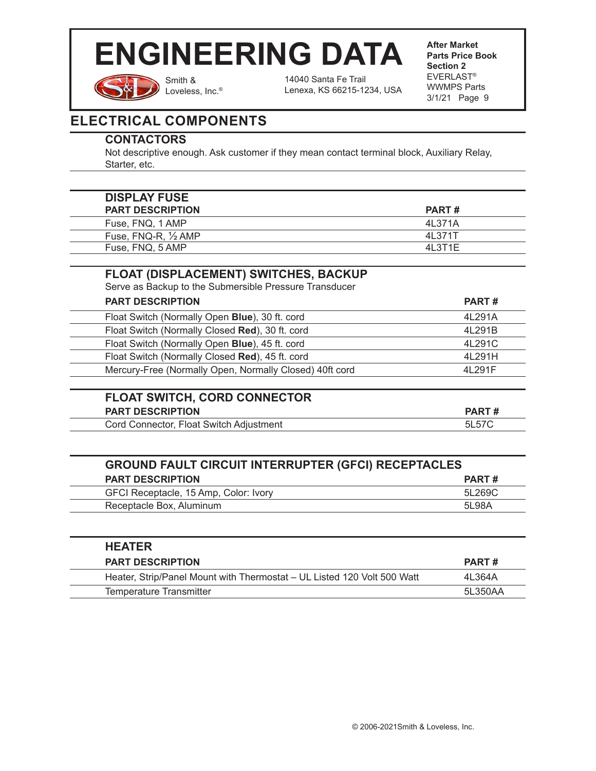## ELECTRICAL COMPONENTS

### CONTACTORS

Not descriptive enough. Ask customer if they mean contact terminal block, Auxiliary Relay, Starter, etc.

### DISPLAY FUSE

| PART DESCRIPTION | PART # |
|---|---|
| Fuse, FNQ, 1 AMP | 4L371A |
| Fuse, FNQ-R, ½ AMP | 4L371T |
| Fuse, FNQ, 5 AMP | 4L3T1E |

### FLOAT (DISPLACEMENT) SWITCHES, BACKUP

Serve as Backup to the Submersible Pressure Transducer

| PART DESCRIPTION | PART # |
|---|---|
| Float Switch (Normally Open **Blue**), 30 ft. cord | 4L291A |
| Float Switch (Normally Closed **Red**), 30 ft. cord | 4L291B |
| Float Switch (Normally Open **Blue**), 45 ft. cord | 4L291C |
| Float Switch (Normally Closed **Red**), 45 ft. cord | 4L291H |
| Mercury-Free (Normally Open, Normally Closed) 40ft cord | 4L291F |

### FLOAT SWITCH, CORD CONNECTOR

| PART DESCRIPTION | PART # |
|---|---|
| Cord Connector, Float Switch Adjustment | 5L57C |

### GROUND FAULT CIRCUIT INTERRUPTER (GFCI) RECEPTACLES

| PART DESCRIPTION | PART # |
|---|---|
| GFCI Receptacle, 15 Amp, Color: Ivory | 5L269C |
| Receptacle Box, Aluminum | 5L98A |

### HEATER

| PART DESCRIPTION | PART # |
|---|---|
| Heater, Strip/Panel Mount with Thermostat – UL Listed 120 Volt 500 Watt | 4L364A |
| Temperature Transmitter | 5L350AA |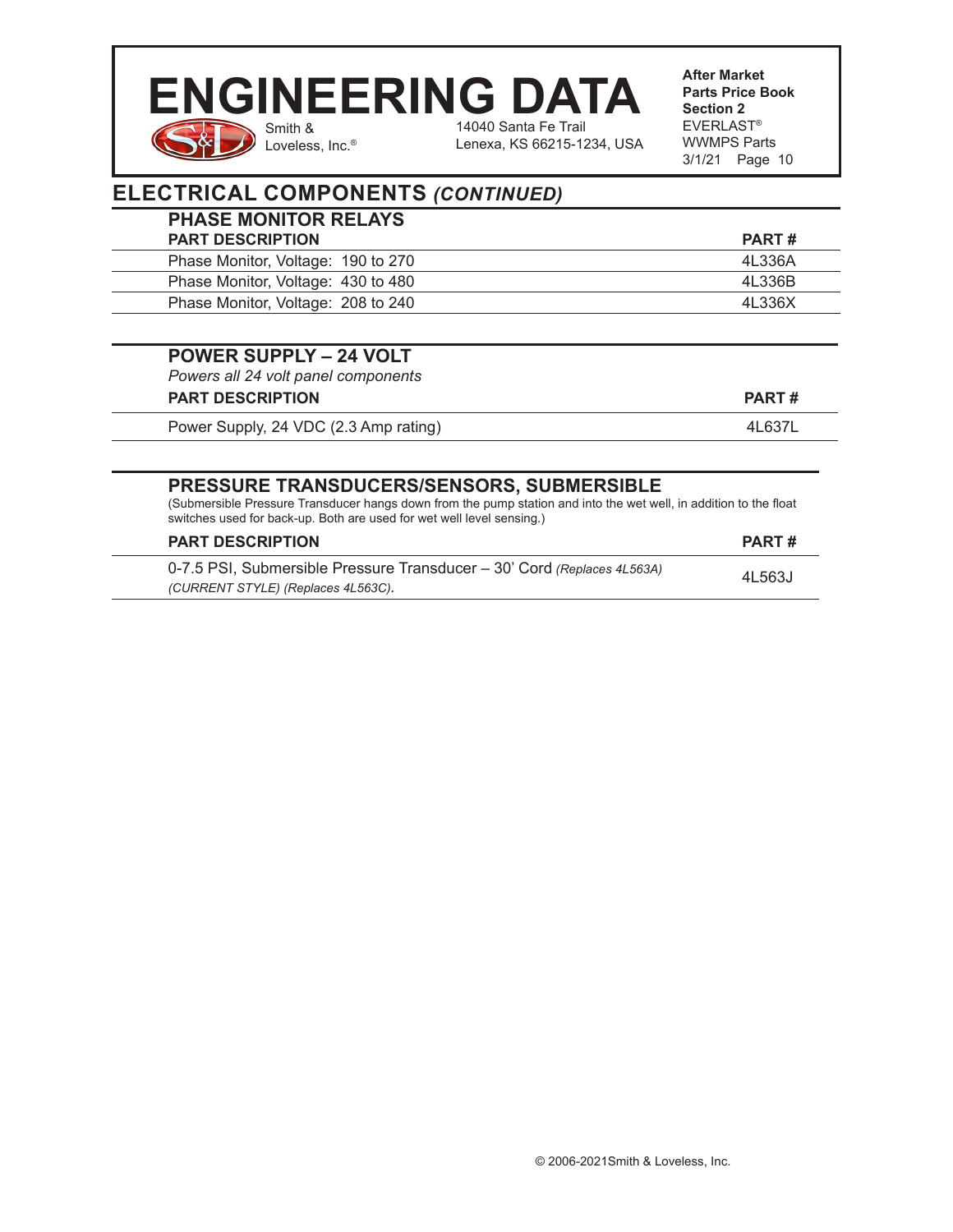## ELECTRICAL COMPONENTS *(CONTINUED)*

### PHASE MONITOR RELAYS

| PART DESCRIPTION | PART # |
|---|---|
| Phase Monitor, Voltage: 190 to 270 | 4L336A |
| Phase Monitor, Voltage: 430 to 480 | 4L336B |
| Phase Monitor, Voltage: 208 to 240 | 4L336X |

### POWER SUPPLY – 24 VOLT

*Powers all 24 volt panel components*

| PART DESCRIPTION | PART # |
|---|---|
| Power Supply, 24 VDC (2.3 Amp rating) | 4L637L |

### PRESSURE TRANSDUCERS/SENSORS, SUBMERSIBLE

(Submersible Pressure Transducer hangs down from the pump station and into the wet well, in addition to the float switches used for back-up. Both are used for wet well level sensing.)

| PART DESCRIPTION | PART # |
|---|---|
| 0-7.5 PSI, Submersible Pressure Transducer – 30' Cord *(Replaces 4L563A)* *(CURRENT STYLE) (Replaces 4L563C).* | 4L563J |

© 2006-2021Smith & Loveless, Inc.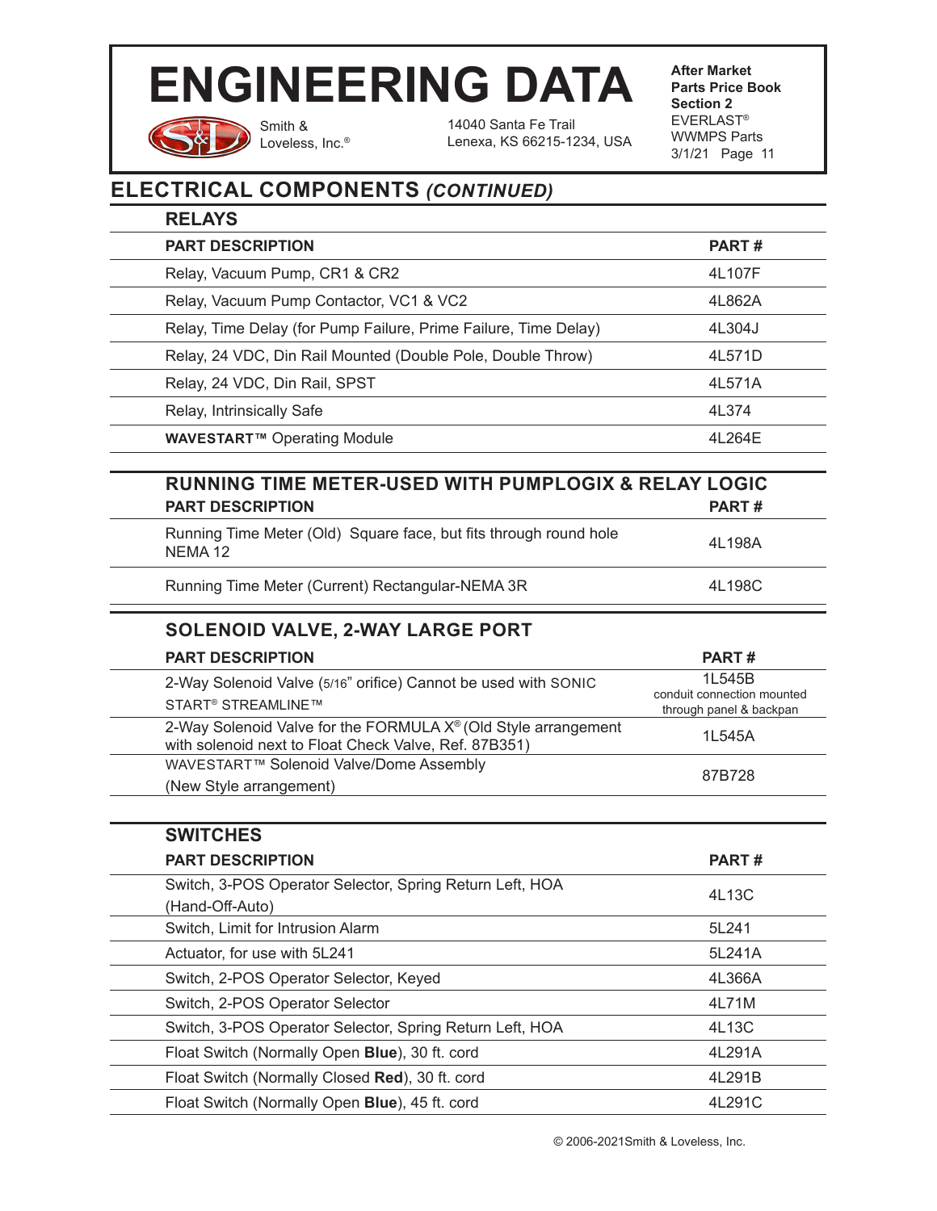# ENGINEERING DATA

Smith & Loveless, Inc.®

14040 Santa Fe Trail
Lenexa, KS 66215-1234, USA

**After Market Parts Price Book Section 2**
EVERLAST®
WWMPS Parts
3/1/21 Page 11

## ELECTRICAL COMPONENTS *(CONTINUED)*

### RELAYS

| PART DESCRIPTION | PART # |
|---|---|
| Relay, Vacuum Pump, CR1 & CR2 | 4L107F |
| Relay, Vacuum Pump Contactor, VC1 & VC2 | 4L862A |
| Relay, Time Delay (for Pump Failure, Prime Failure, Time Delay) | 4L304J |
| Relay, 24 VDC, Din Rail Mounted (Double Pole, Double Throw) | 4L571D |
| Relay, 24 VDC, Din Rail, SPST | 4L571A |
| Relay, Intrinsically Safe | 4L374 |
| **WAVESTART™** Operating Module | 4L264E |

### RUNNING TIME METER-USED WITH PUMPLOGIX & RELAY LOGIC

| PART DESCRIPTION | PART # |
|---|---|
| Running Time Meter (Old) Square face, but fits through round hole NEMA 12 | 4L198A |
| Running Time Meter (Current) Rectangular-NEMA 3R | 4L198C |

### SOLENOID VALVE, 2-WAY LARGE PORT

| PART DESCRIPTION | PART # |
|---|---|
| 2-Way Solenoid Valve (5/16" orifice) Cannot be used with SONIC START® STREAMLINE™ | 1L545B conduit connection mounted through panel & backpan |
| 2-Way Solenoid Valve for the FORMULA X® (Old Style arrangement with solenoid next to Float Check Valve, Ref. 87B351) | 1L545A |
| WAVESTART™ Solenoid Valve/Dome Assembly (New Style arrangement) | 87B728 |

### SWITCHES

| PART DESCRIPTION | PART # |
|---|---|
| Switch, 3-POS Operator Selector, Spring Return Left, HOA (Hand-Off-Auto) | 4L13C |
| Switch, Limit for Intrusion Alarm | 5L241 |
| Actuator, for use with 5L241 | 5L241A |
| Switch, 2-POS Operator Selector, Keyed | 4L366A |
| Switch, 2-POS Operator Selector | 4L71M |
| Switch, 3-POS Operator Selector, Spring Return Left, HOA | 4L13C |
| Float Switch (Normally Open **Blue**), 30 ft. cord | 4L291A |
| Float Switch (Normally Closed **Red**), 30 ft. cord | 4L291B |
| Float Switch (Normally Open **Blue**), 45 ft. cord | 4L291C |

© 2006-2021Smith & Loveless, Inc.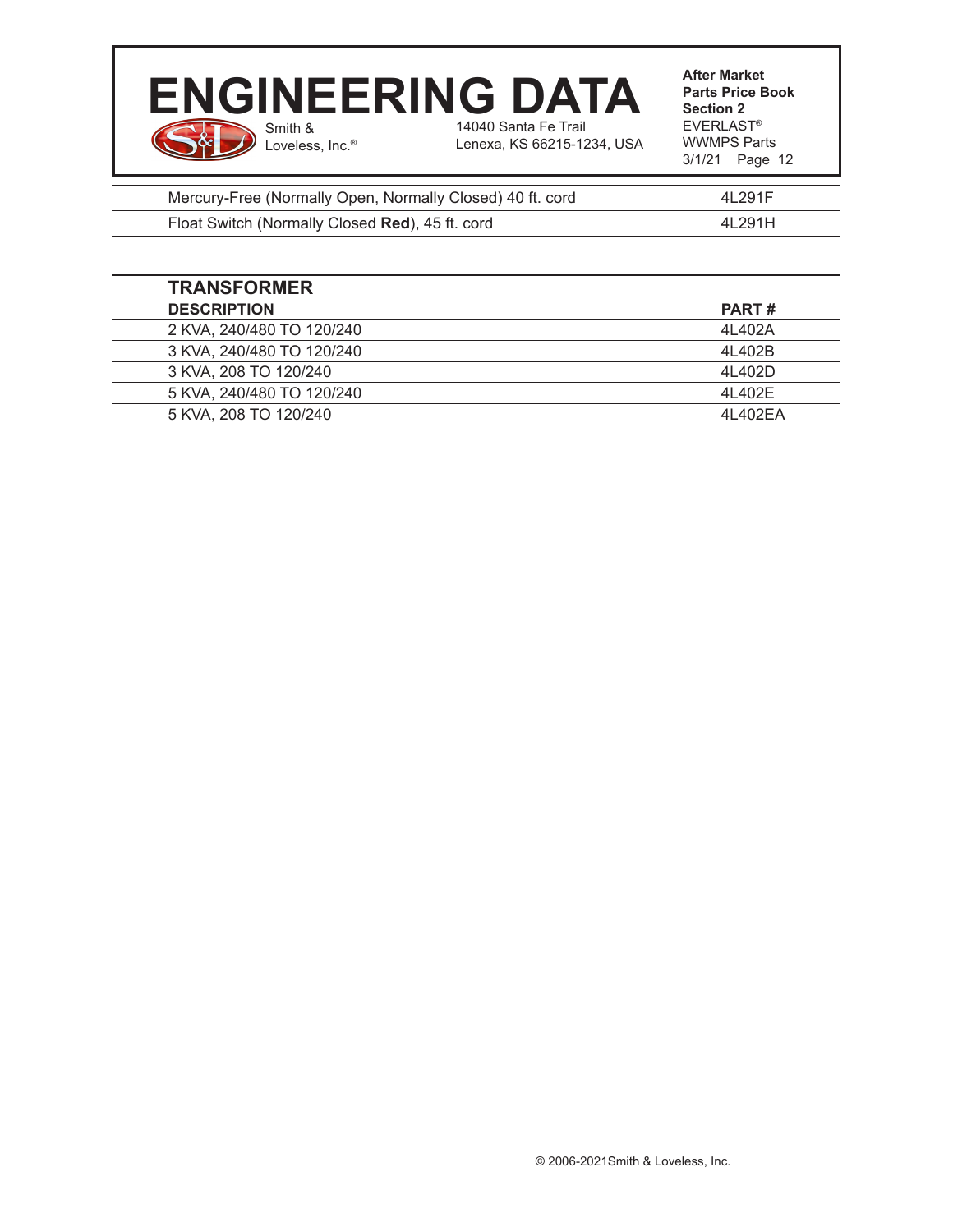| | |
|---|---|
| Mercury-Free (Normally Open, Normally Closed) 40 ft. cord | 4L291F |
| Float Switch (Normally Closed **Red**), 45 ft. cord | 4L291H |

## TRANSFORMER

| DESCRIPTION | PART # |
|---|---|
| 2 KVA, 240/480 TO 120/240 | 4L402A |
| 3 KVA, 240/480 TO 120/240 | 4L402B |
| 3 KVA, 208 TO 120/240 | 4L402D |
| 5 KVA, 240/480 TO 120/240 | 4L402E |
| 5 KVA, 208 TO 120/240 | 4L402EA |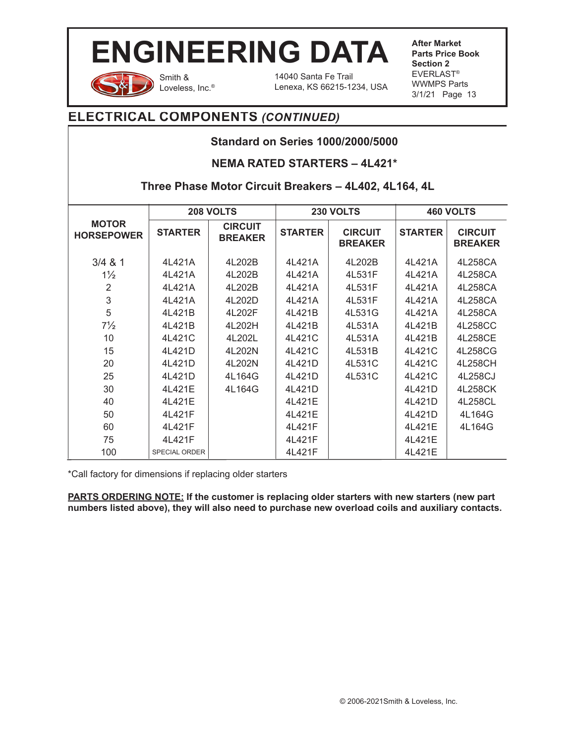## ELECTRICAL COMPONENTS *(CONTINUED)*

### Standard on Series 1000/2000/5000

### NEMA RATED STARTERS – 4L421*

### Three Phase Motor Circuit Breakers – 4L402, 4L164, 4L

| MOTOR HORSEPOWER | 208 VOLTS | | 230 VOLTS | | 460 VOLTS | |
|---|---|---|---|---|---|---|
| | STARTER | CIRCUIT BREAKER | STARTER | CIRCUIT BREAKER | STARTER | CIRCUIT BREAKER |
| 3/4 & 1 | 4L421A | 4L202B | 4L421A | 4L202B | 4L421A | 4L258CA |
| 1½ | 4L421A | 4L202B | 4L421A | 4L531F | 4L421A | 4L258CA |
| 2 | 4L421A | 4L202B | 4L421A | 4L531F | 4L421A | 4L258CA |
| 3 | 4L421A | 4L202D | 4L421A | 4L531F | 4L421A | 4L258CA |
| 5 | 4L421B | 4L202F | 4L421B | 4L531G | 4L421A | 4L258CA |
| 7½ | 4L421B | 4L202H | 4L421B | 4L531A | 4L421B | 4L258CC |
| 10 | 4L421C | 4L202L | 4L421C | 4L531A | 4L421B | 4L258CE |
| 15 | 4L421D | 4L202N | 4L421C | 4L531B | 4L421C | 4L258CG |
| 20 | 4L421D | 4L202N | 4L421D | 4L531C | 4L421C | 4L258CH |
| 25 | 4L421D | 4L164G | 4L421D | 4L531C | 4L421C | 4L258CJ |
| 30 | 4L421E | 4L164G | 4L421D | | 4L421D | 4L258CK |
| 40 | 4L421E | | 4L421E | | 4L421D | 4L258CL |
| 50 | 4L421F | | 4L421E | | 4L421D | 4L164G |
| 60 | 4L421F | | 4L421F | | 4L421E | 4L164G |
| 75 | 4L421F | | 4L421F | | 4L421E | |
| 100 | SPECIAL ORDER | | 4L421F | | 4L421E | |

*Call factory for dimensions if replacing older starters

**PARTS ORDERING NOTE:** **If the customer is replacing older starters with new starters (new part numbers listed above), they will also need to purchase new overload coils and auxiliary contacts.**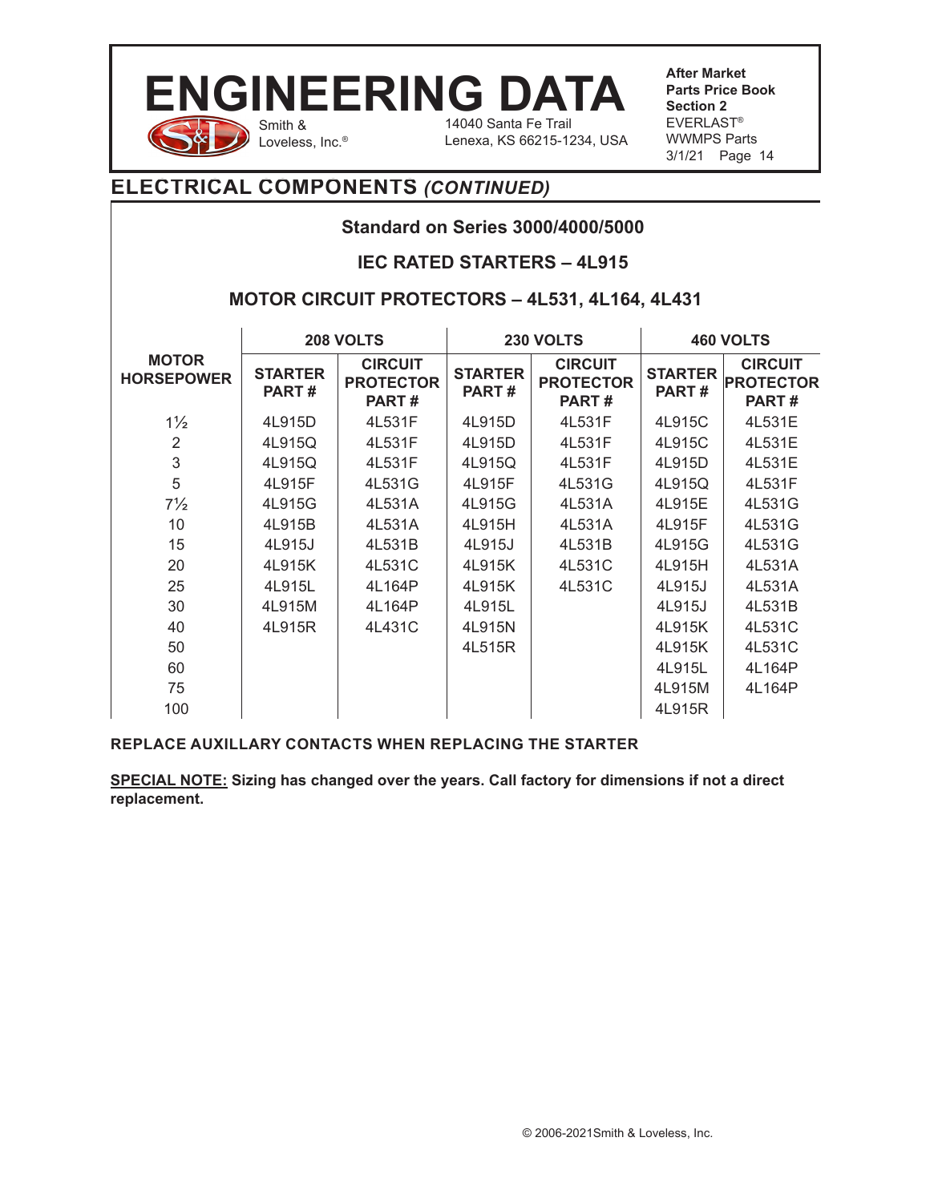## ELECTRICAL COMPONENTS *(CONTINUED)*

### Standard on Series 3000/4000/5000

### IEC RATED STARTERS – 4L915

### MOTOR CIRCUIT PROTECTORS – 4L531, 4L164, 4L431

| MOTOR HORSEPOWER | 208 VOLTS | | 230 VOLTS | | 460 VOLTS | |
|---|---|---|---|---|---|---|
| | STARTER PART # | CIRCUIT PROTECTOR PART # | STARTER PART # | CIRCUIT PROTECTOR PART # | STARTER PART # | CIRCUIT PROTECTOR PART # |
| 1½ | 4L915D | 4L531F | 4L915D | 4L531F | 4L915C | 4L531E |
| 2 | 4L915Q | 4L531F | 4L915D | 4L531F | 4L915C | 4L531E |
| 3 | 4L915Q | 4L531F | 4L915Q | 4L531F | 4L915D | 4L531E |
| 5 | 4L915F | 4L531G | 4L915F | 4L531G | 4L915Q | 4L531F |
| 7½ | 4L915G | 4L531A | 4L915G | 4L531A | 4L915E | 4L531G |
| 10 | 4L915B | 4L531A | 4L915H | 4L531A | 4L915F | 4L531G |
| 15 | 4L915J | 4L531B | 4L915J | 4L531B | 4L915G | 4L531G |
| 20 | 4L915K | 4L531C | 4L915K | 4L531C | 4L915H | 4L531A |
| 25 | 4L915L | 4L164P | 4L915K | 4L531C | 4L915J | 4L531A |
| 30 | 4L915M | 4L164P | 4L915L | | 4L915J | 4L531B |
| 40 | 4L915R | 4L431C | 4L915N | | 4L915K | 4L531C |
| 50 | | | 4L515R | | 4L915K | 4L531C |
| 60 | | | | | 4L915L | 4L164P |
| 75 | | | | | 4L915M | 4L164P |
| 100 | | | | | 4L915R | |

**REPLACE AUXILLARY CONTACTS WHEN REPLACING THE STARTER**

**SPECIAL NOTE: Sizing has changed over the years. Call factory for dimensions if not a direct replacement.**

© 2006-2021Smith & Loveless, Inc.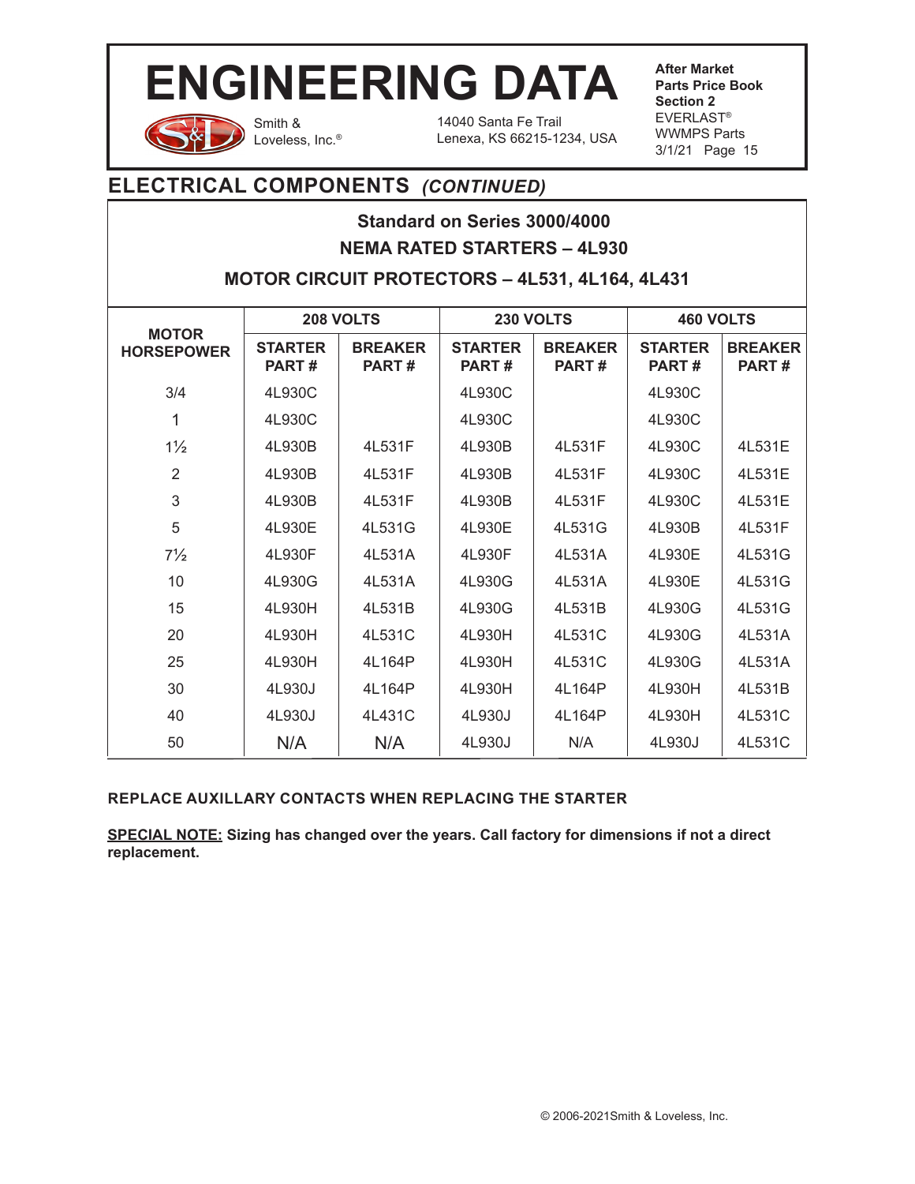## ELECTRICAL COMPONENTS *(CONTINUED)*

### Standard on Series 3000/4000

### NEMA RATED STARTERS – 4L930

### MOTOR CIRCUIT PROTECTORS – 4L531, 4L164, 4L431

| MOTOR HORSEPOWER | 208 VOLTS | | 230 VOLTS | | 460 VOLTS | |
|---|---|---|---|---|---|---|
| | STARTER PART # | BREAKER PART # | STARTER PART # | BREAKER PART # | STARTER PART # | BREAKER PART # |
| 3/4 | 4L930C | | 4L930C | | 4L930C | |
| 1 | 4L930C | | 4L930C | | 4L930C | |
| 1½ | 4L930B | 4L531F | 4L930B | 4L531F | 4L930C | 4L531E |
| 2 | 4L930B | 4L531F | 4L930B | 4L531F | 4L930C | 4L531E |
| 3 | 4L930B | 4L531F | 4L930B | 4L531F | 4L930C | 4L531E |
| 5 | 4L930E | 4L531G | 4L930E | 4L531G | 4L930B | 4L531F |
| 7½ | 4L930F | 4L531A | 4L930F | 4L531A | 4L930E | 4L531G |
| 10 | 4L930G | 4L531A | 4L930G | 4L531A | 4L930E | 4L531G |
| 15 | 4L930H | 4L531B | 4L930G | 4L531B | 4L930G | 4L531G |
| 20 | 4L930H | 4L531C | 4L930H | 4L531C | 4L930G | 4L531A |
| 25 | 4L930H | 4L164P | 4L930H | 4L531C | 4L930G | 4L531A |
| 30 | 4L930J | 4L164P | 4L930H | 4L164P | 4L930H | 4L531B |
| 40 | 4L930J | 4L431C | 4L930J | 4L164P | 4L930H | 4L531C |
| 50 | N/A | N/A | 4L930J | N/A | 4L930J | 4L531C |

**REPLACE AUXILLARY CONTACTS WHEN REPLACING THE STARTER**

**SPECIAL NOTE: Sizing has changed over the years. Call factory for dimensions if not a direct replacement.**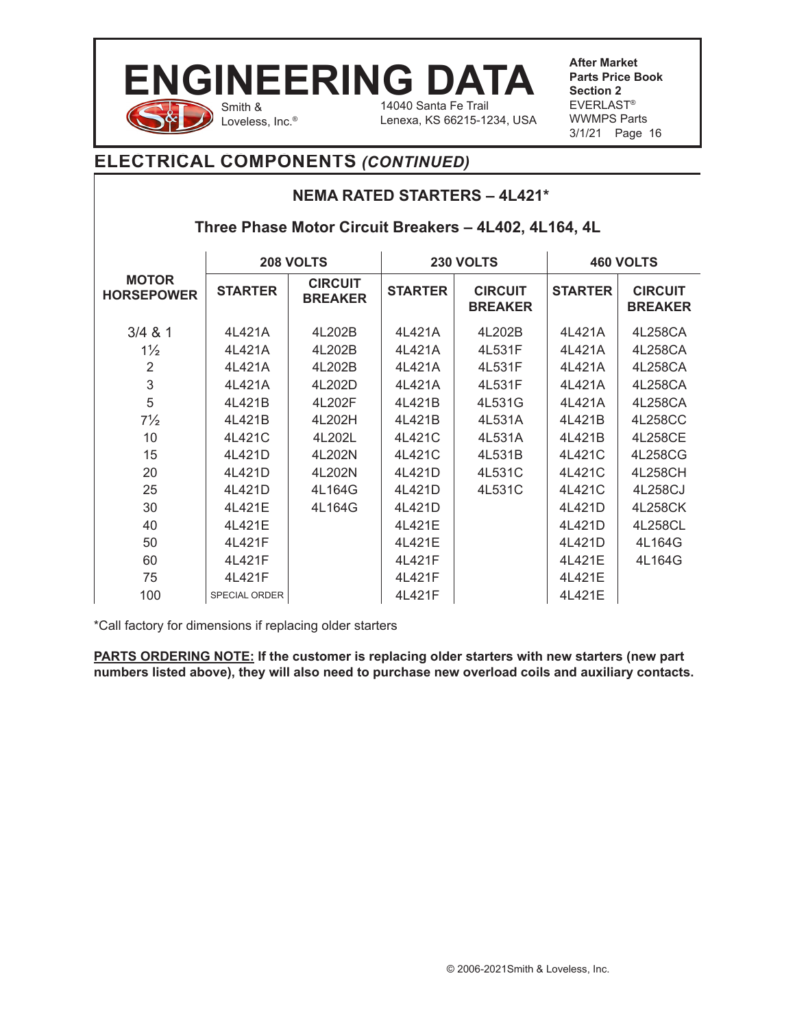## ELECTRICAL COMPONENTS *(CONTINUED)*

### NEMA RATED STARTERS – 4L421*

### Three Phase Motor Circuit Breakers – 4L402, 4L164, 4L

| MOTOR HORSEPOWER | 208 VOLTS | | 230 VOLTS | | 460 VOLTS | |
|---|---|---|---|---|---|---|
| | STARTER | CIRCUIT BREAKER | STARTER | CIRCUIT BREAKER | STARTER | CIRCUIT BREAKER |
| 3/4 & 1 | 4L421A | 4L202B | 4L421A | 4L202B | 4L421A | 4L258CA |
| 1½ | 4L421A | 4L202B | 4L421A | 4L531F | 4L421A | 4L258CA |
| 2 | 4L421A | 4L202B | 4L421A | 4L531F | 4L421A | 4L258CA |
| 3 | 4L421A | 4L202D | 4L421A | 4L531F | 4L421A | 4L258CA |
| 5 | 4L421B | 4L202F | 4L421B | 4L531G | 4L421A | 4L258CA |
| 7½ | 4L421B | 4L202H | 4L421B | 4L531A | 4L421B | 4L258CC |
| 10 | 4L421C | 4L202L | 4L421C | 4L531A | 4L421B | 4L258CE |
| 15 | 4L421D | 4L202N | 4L421C | 4L531B | 4L421C | 4L258CG |
| 20 | 4L421D | 4L202N | 4L421D | 4L531C | 4L421C | 4L258CH |
| 25 | 4L421D | 4L164G | 4L421D | 4L531C | 4L421C | 4L258CJ |
| 30 | 4L421E | 4L164G | 4L421D | | 4L421D | 4L258CK |
| 40 | 4L421E | | 4L421E | | 4L421D | 4L258CL |
| 50 | 4L421F | | 4L421E | | 4L421D | 4L164G |
| 60 | 4L421F | | 4L421F | | 4L421E | 4L164G |
| 75 | 4L421F | | 4L421F | | 4L421E | |
| 100 | SPECIAL ORDER | | 4L421F | | 4L421E | |

*Call factory for dimensions if replacing older starters

**<u>PARTS ORDERING NOTE:</u> If the customer is replacing older starters with new starters (new part numbers listed above), they will also need to purchase new overload coils and auxiliary contacts.**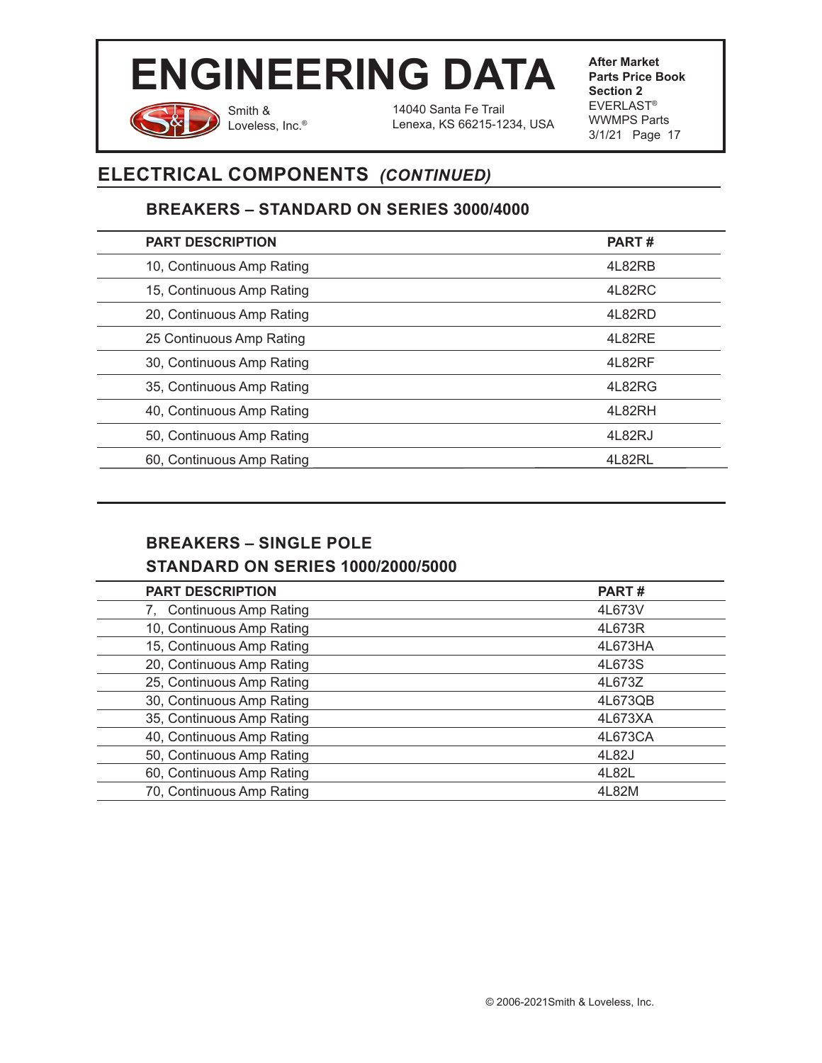## ELECTRICAL COMPONENTS *(CONTINUED)*

### BREAKERS – STANDARD ON SERIES 3000/4000

| PART DESCRIPTION | PART # |
|---|---|
| 10, Continuous Amp Rating | 4L82RB |
| 15, Continuous Amp Rating | 4L82RC |
| 20, Continuous Amp Rating | 4L82RD |
| 25 Continuous Amp Rating | 4L82RE |
| 30, Continuous Amp Rating | 4L82RF |
| 35, Continuous Amp Rating | 4L82RG |
| 40, Continuous Amp Rating | 4L82RH |
| 50, Continuous Amp Rating | 4L82RJ |
| 60, Continuous Amp Rating | 4L82RL |

### BREAKERS – SINGLE POLE
### STANDARD ON SERIES 1000/2000/5000

| PART DESCRIPTION | PART # |
|---|---|
| 7, Continuous Amp Rating | 4L673V |
| 10, Continuous Amp Rating | 4L673R |
| 15, Continuous Amp Rating | 4L673HA |
| 20, Continuous Amp Rating | 4L673S |
| 25, Continuous Amp Rating | 4L673Z |
| 30, Continuous Amp Rating | 4L673QB |
| 35, Continuous Amp Rating | 4L673XA |
| 40, Continuous Amp Rating | 4L673CA |
| 50, Continuous Amp Rating | 4L82J |
| 60, Continuous Amp Rating | 4L82L |
| 70, Continuous Amp Rating | 4L82M |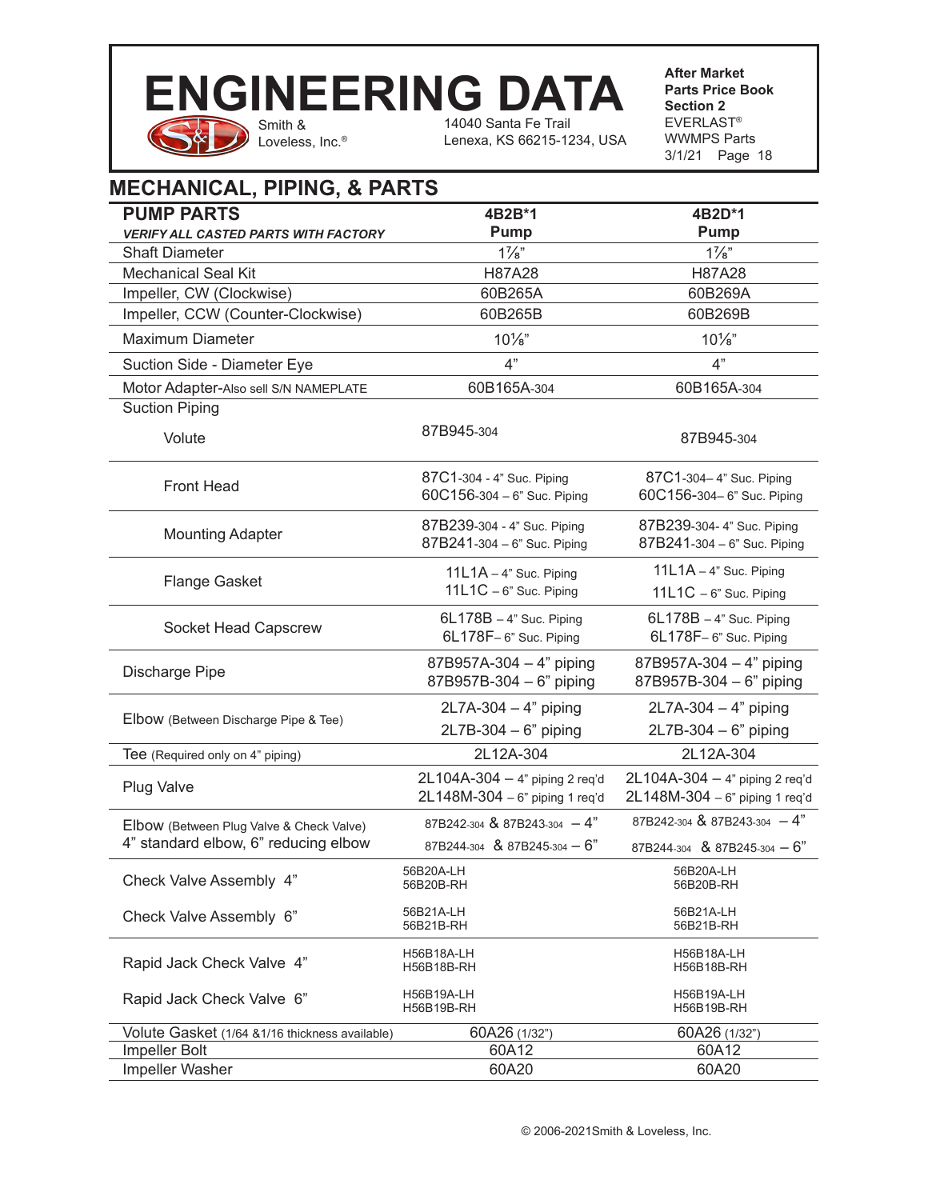# ENGINEERING DATA

Smith & Loveless, Inc.®

14040 Santa Fe Trail
Lenexa, KS 66215-1234, USA

**After Market Parts Price Book Section 2**
EVERLAST® WWMPS Parts
3/1/21 Page 18

## MECHANICAL, PIPING, & PARTS

| **PUMP PARTS** *VERIFY ALL CASTED PARTS WITH FACTORY* | **4B2B*1 Pump** | **4B2D*1 Pump** |
|---|---|---|
| Shaft Diameter | 1⅞" | 1⅞" |
| Mechanical Seal Kit | H87A28 | H87A28 |
| Impeller, CW (Clockwise) | 60B265A | 60B269A |
| Impeller, CCW (Counter-Clockwise) | 60B265B | 60B269B |
| Maximum Diameter | 10⅛" | 10⅛" |
| Suction Side - Diameter Eye | 4" | 4" |
| Motor Adapter-Also sell S/N NAMEPLATE | 60B165A-304 | 60B165A-304 |
| Suction Piping | | |
| Volute | 87B945-304 | 87B945-304 |
| Front Head | 87C1-304 - 4" Suc. Piping<br>60C156-304 – 6" Suc. Piping | 87C1-304– 4" Suc. Piping<br>60C156-304– 6" Suc. Piping |
| Mounting Adapter | 87B239-304 - 4" Suc. Piping<br>87B241-304 – 6" Suc. Piping | 87B239-304- 4" Suc. Piping<br>87B241-304 – 6" Suc. Piping |
| Flange Gasket | 11L1A – 4" Suc. Piping<br>11L1C – 6" Suc. Piping | 11L1A – 4" Suc. Piping<br>11L1C – 6" Suc. Piping |
| Socket Head Capscrew | 6L178B – 4" Suc. Piping<br>6L178F– 6" Suc. Piping | 6L178B – 4" Suc. Piping<br>6L178F– 6" Suc. Piping |
| Discharge Pipe | 87B957A-304 – 4" piping<br>87B957B-304 – 6" piping | 87B957A-304 – 4" piping<br>87B957B-304 – 6" piping |
| Elbow (Between Discharge Pipe & Tee) | 2L7A-304 – 4" piping<br>2L7B-304 – 6" piping | 2L7A-304 – 4" piping<br>2L7B-304 – 6" piping |
| Tee (Required only on 4" piping) | 2L12A-304 | 2L12A-304 |
| Plug Valve | 2L104A-304 – 4" piping 2 req'd<br>2L148M-304 – 6" piping 1 req'd | 2L104A-304 – 4" piping 2 req'd<br>2L148M-304 – 6" piping 1 req'd |
| Elbow (Between Plug Valve & Check Valve)<br>4" standard elbow, 6" reducing elbow | 87B242-304 & 87B243-304 – 4"<br>87B244-304 & 87B245-304 – 6" | 87B242-304 & 87B243-304 – 4"<br>87B244-304 & 87B245-304 – 6" |
| Check Valve Assembly 4" | 56B20A-LH<br>56B20B-RH | 56B20A-LH<br>56B20B-RH |
| Check Valve Assembly 6" | 56B21A-LH<br>56B21B-RH | 56B21A-LH<br>56B21B-RH |
| Rapid Jack Check Valve 4" | H56B18A-LH<br>H56B18B-RH | H56B18A-LH<br>H56B18B-RH |
| Rapid Jack Check Valve 6" | H56B19A-LH<br>H56B19B-RH | H56B19A-LH<br>H56B19B-RH |
| Volute Gasket (1/64 &1/16 thickness available) | 60A26 (1/32") | 60A26 (1/32") |
| Impeller Bolt | 60A12 | 60A12 |
| Impeller Washer | 60A20 | 60A20 |

© 2006-2021Smith & Loveless, Inc.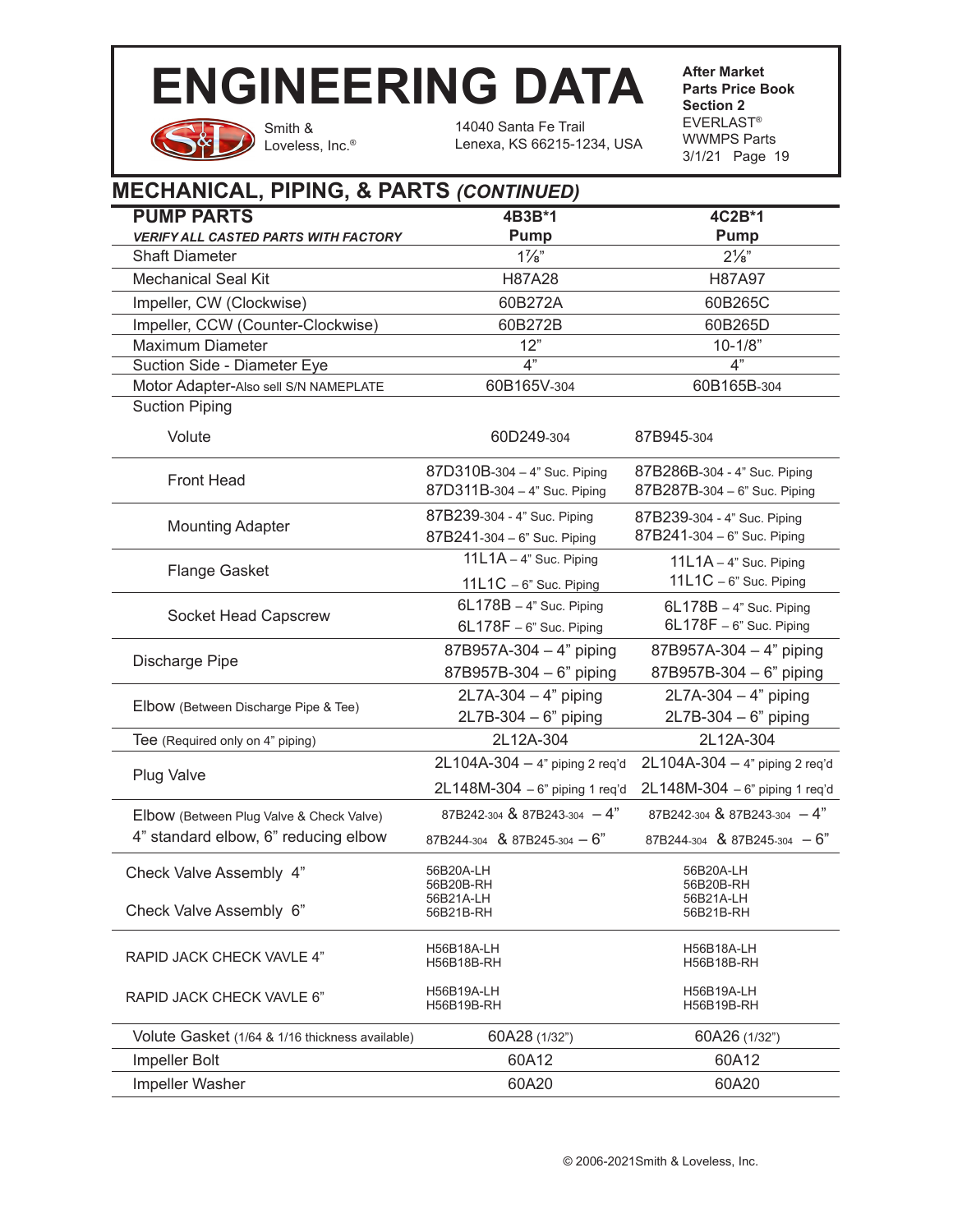# ENGINEERING DATA

Smith & Loveless, Inc.®

14040 Santa Fe Trail
Lenexa, KS 66215-1234, USA

**After Market Parts Price Book Section 2**
EVERLAST®
WWMPS Parts
3/1/21 Page 19

## MECHANICAL, PIPING, & PARTS *(CONTINUED)*

| **PUMP PARTS** *VERIFY ALL CASTED PARTS WITH FACTORY* | **4B3B*1 Pump** | **4C2B*1 Pump** |
|---|---|---|
| Shaft Diameter | 1⅞" | 2⅛" |
| Mechanical Seal Kit | H87A28 | H87A97 |
| Impeller, CW (Clockwise) | 60B272A | 60B265C |
| Impeller, CCW (Counter-Clockwise) | 60B272B | 60B265D |
| Maximum Diameter | 12" | 10-1/8" |
| Suction Side - Diameter Eye | 4" | 4" |
| Motor Adapter-Also sell S/N NAMEPLATE | 60B165V-304 | 60B165B-304 |
| Suction Piping | | |
| Volute | 60D249-304 | 87B945-304 |
| Front Head | 87D310B-304 – 4" Suc. Piping<br>87D311B-304 – 4" Suc. Piping | 87B286B-304 - 4" Suc. Piping<br>87B287B-304 – 6" Suc. Piping |
| Mounting Adapter | 87B239-304 - 4" Suc. Piping<br>87B241-304 – 6" Suc. Piping | 87B239-304 - 4" Suc. Piping<br>87B241-304 – 6" Suc. Piping |
| Flange Gasket | 11L1A – 4" Suc. Piping<br>11L1C – 6" Suc. Piping | 11L1A – 4" Suc. Piping<br>11L1C – 6" Suc. Piping |
| Socket Head Capscrew | 6L178B – 4" Suc. Piping<br>6L178F – 6" Suc. Piping | 6L178B – 4" Suc. Piping<br>6L178F – 6" Suc. Piping |
| Discharge Pipe | 87B957A-304 – 4" piping<br>87B957B-304 – 6" piping | 87B957A-304 – 4" piping<br>87B957B-304 – 6" piping |
| Elbow (Between Discharge Pipe & Tee) | 2L7A-304 – 4" piping<br>2L7B-304 – 6" piping | 2L7A-304 – 4" piping<br>2L7B-304 – 6" piping |
| Tee (Required only on 4" piping) | 2L12A-304 | 2L12A-304 |
| Plug Valve | 2L104A-304 – 4" piping 2 req'd<br>2L148M-304 – 6" piping 1 req'd | 2L104A-304 – 4" piping 2 req'd<br>2L148M-304 – 6" piping 1 req'd |
| Elbow (Between Plug Valve & Check Valve)<br>4" standard elbow, 6" reducing elbow | 87B242-304 & 87B243-304 – 4"<br>87B244-304 & 87B245-304 – 6" | 87B242-304 & 87B243-304 – 4"<br>87B244-304 & 87B245-304 – 6" |
| Check Valve Assembly 4" | 56B20A-LH<br>56B20B-RH | 56B20A-LH<br>56B20B-RH |
| Check Valve Assembly 6" | 56B21A-LH<br>56B21B-RH | 56B21A-LH<br>56B21B-RH |
| RAPID JACK CHECK VAVLE 4" | H56B18A-LH<br>H56B18B-RH | H56B18A-LH<br>H56B18B-RH |
| RAPID JACK CHECK VAVLE 6" | H56B19A-LH<br>H56B19B-RH | H56B19A-LH<br>H56B19B-RH |
| Volute Gasket (1/64 & 1/16 thickness available) | 60A28 (1/32") | 60A26 (1/32") |
| Impeller Bolt | 60A12 | 60A12 |
| Impeller Washer | 60A20 | 60A20 |

© 2006-2021Smith & Loveless, Inc.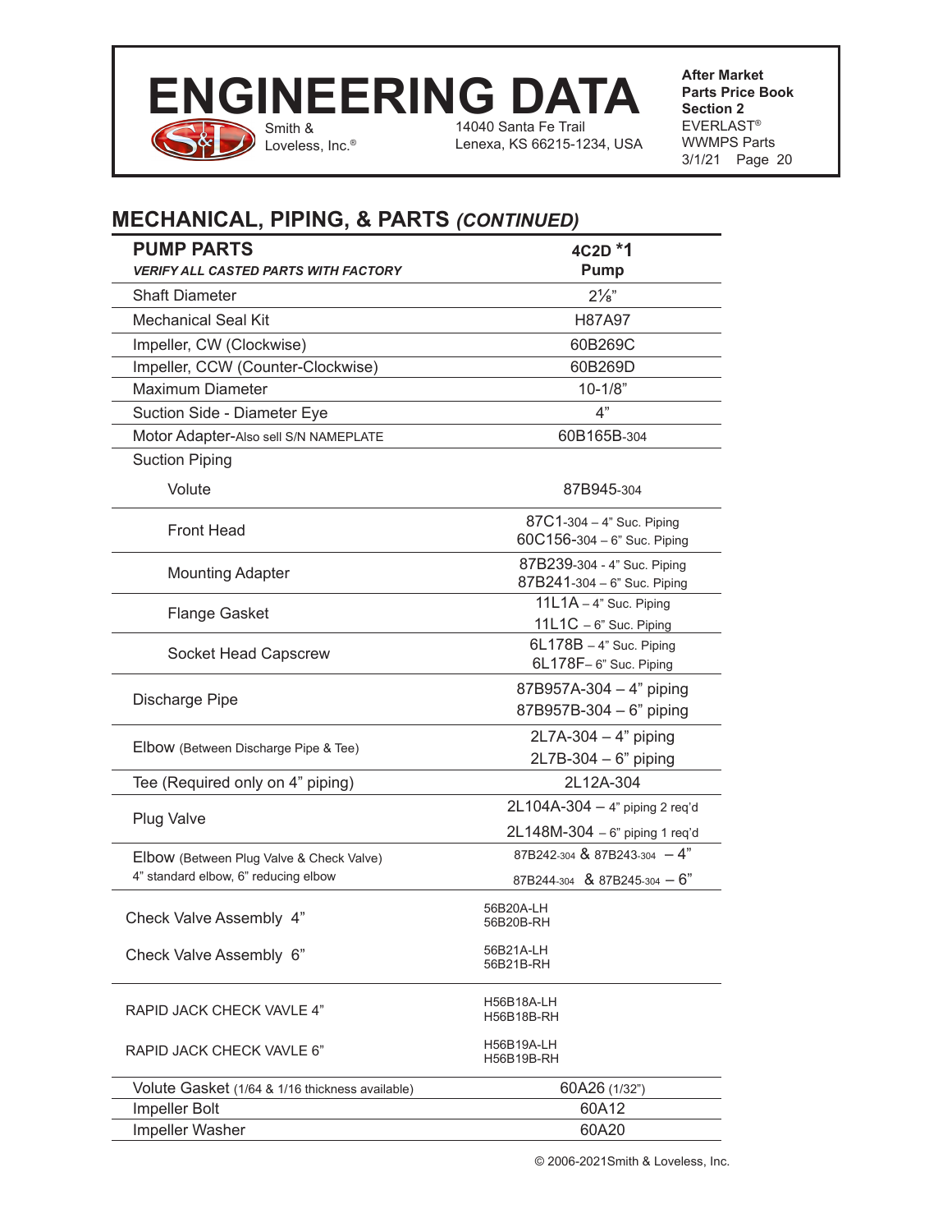## MECHANICAL, PIPING, & PARTS *(CONTINUED)*

| **PUMP PARTS**<br>***VERIFY ALL CASTED PARTS WITH FACTORY*** | **4C2D *1**<br>**Pump** |
|---|---|
| Shaft Diameter | 2⅛" |
| Mechanical Seal Kit | H87A97 |
| Impeller, CW (Clockwise) | 60B269C |
| Impeller, CCW (Counter-Clockwise) | 60B269D |
| Maximum Diameter | 10-1/8" |
| Suction Side - Diameter Eye | 4" |
| Motor Adapter-Also sell S/N NAMEPLATE | 60B165B-304 |
| Suction Piping | |
| Volute | 87B945-304 |
| Front Head | 87C1-304 – 4" Suc. Piping<br>60C156-304 – 6" Suc. Piping |
| Mounting Adapter | 87B239-304 - 4" Suc. Piping<br>87B241-304 – 6" Suc. Piping |
| Flange Gasket | 11L1A – 4" Suc. Piping<br>11L1C – 6" Suc. Piping |
| Socket Head Capscrew | 6L178B – 4" Suc. Piping<br>6L178F– 6" Suc. Piping |
| Discharge Pipe | 87B957A-304 – 4" piping<br>87B957B-304 – 6" piping |
| Elbow (Between Discharge Pipe & Tee) | 2L7A-304 – 4" piping<br>2L7B-304 – 6" piping |
| Tee (Required only on 4" piping) | 2L12A-304 |
| Plug Valve | 2L104A-304 – 4" piping 2 req'd<br>2L148M-304 – 6" piping 1 req'd |
| Elbow (Between Plug Valve & Check Valve)<br>4" standard elbow, 6" reducing elbow | 87B242-304 & 87B243-304 – 4"<br>87B244-304 & 87B245-304 – 6" |
| Check Valve Assembly 4" | 56B20A-LH<br>56B20B-RH |
| Check Valve Assembly 6" | 56B21A-LH<br>56B21B-RH |
| RAPID JACK CHECK VAVLE 4" | H56B18A-LH<br>H56B18B-RH |
| RAPID JACK CHECK VAVLE 6" | H56B19A-LH<br>H56B19B-RH |
| Volute Gasket (1/64 & 1/16 thickness available) | 60A26 (1/32") |
| Impeller Bolt | 60A12 |
| Impeller Washer | 60A20 |

© 2006-2021Smith & Loveless, Inc.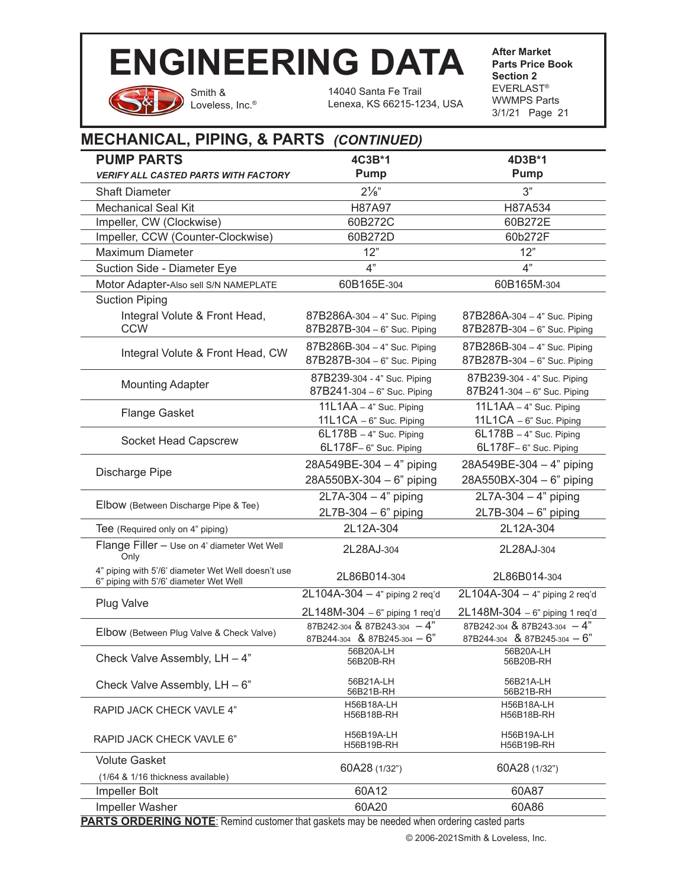# ENGINEERING DATA

Smith & Loveless, Inc.®

14040 Santa Fe Trail
Lenexa, KS 66215-1234, USA

**After Market Parts Price Book Section 2**
EVERLAST®
WWMPS Parts
3/1/21 Page 21

## MECHANICAL, PIPING, & PARTS *(CONTINUED)*

| **PUMP PARTS** *VERIFY ALL CASTED PARTS WITH FACTORY* | **4C3B*1 Pump** | **4D3B*1 Pump** |
|---|---|---|
| Shaft Diameter | 2⅛" | 3" |
| Mechanical Seal Kit | H87A97 | H87A534 |
| Impeller, CW (Clockwise) | 60B272C | 60B272E |
| Impeller, CCW (Counter-Clockwise) | 60B272D | 60b272F |
| Maximum Diameter | 12" | 12" |
| Suction Side - Diameter Eye | 4" | 4" |
| Motor Adapter-Also sell S/N NAMEPLATE | 60B165E-304 | 60B165M-304 |
| Suction Piping | | |
| Integral Volute & Front Head, CCW | 87B286A-304 – 4" Suc. Piping<br>87B287B-304 – 6" Suc. Piping | 87B286A-304 – 4" Suc. Piping<br>87B287B-304 – 6" Suc. Piping |
| Integral Volute & Front Head, CW | 87B286B-304 – 4" Suc. Piping<br>87B287B-304 – 6" Suc. Piping | 87B286B-304 – 4" Suc. Piping<br>87B287B-304 – 6" Suc. Piping |
| Mounting Adapter | 87B239-304 - 4" Suc. Piping<br>87B241-304 – 6" Suc. Piping | 87B239-304 - 4" Suc. Piping<br>87B241-304 – 6" Suc. Piping |
| Flange Gasket | 11L1AA – 4" Suc. Piping<br>11L1CA – 6" Suc. Piping | 11L1AA – 4" Suc. Piping<br>11L1CA – 6" Suc. Piping |
| Socket Head Capscrew | 6L178B – 4" Suc. Piping<br>6L178F– 6" Suc. Piping | 6L178B – 4" Suc. Piping<br>6L178F– 6" Suc. Piping |
| Discharge Pipe | 28A549BE-304 – 4" piping<br>28A550BX-304 – 6" piping | 28A549BE-304 – 4" piping<br>28A550BX-304 – 6" piping |
| Elbow (Between Discharge Pipe & Tee) | 2L7A-304 – 4" piping<br>2L7B-304 – 6" piping | 2L7A-304 – 4" piping<br>2L7B-304 – 6" piping |
| Tee (Required only on 4" piping) | 2L12A-304 | 2L12A-304 |
| Flange Filler – Use on 4' diameter Wet Well Only | 2L28AJ-304 | 2L28AJ-304 |
| 4" piping with 5'/6' diameter Wet Well doesn't use 6" piping with 5'/6' diameter Wet Well | 2L86B014-304 | 2L86B014-304 |
| Plug Valve | 2L104A-304 – 4" piping 2 req'd<br>2L148M-304 – 6" piping 1 req'd | 2L104A-304 – 4" piping 2 req'd<br>2L148M-304 – 6" piping 1 req'd |
| Elbow (Between Plug Valve & Check Valve) | 87B242-304 & 87B243-304 – 4"<br>87B244-304 & 87B245-304 – 6" | 87B242-304 & 87B243-304 – 4"<br>87B244-304 & 87B245-304 – 6" |
| Check Valve Assembly, LH – 4" | 56B20A-LH<br>56B20B-RH | 56B20A-LH<br>56B20B-RH |
| Check Valve Assembly, LH – 6" | 56B21A-LH<br>56B21B-RH | 56B21A-LH<br>56B21B-RH |
| RAPID JACK CHECK VAVLE 4" | H56B18A-LH<br>H56B18B-RH | H56B18A-LH<br>H56B18B-RH |
| RAPID JACK CHECK VAVLE 6" | H56B19A-LH<br>H56B19B-RH | H56B19A-LH<br>H56B19B-RH |
| Volute Gasket (1/64 & 1/16 thickness available) | 60A28 (1/32") | 60A28 (1/32") |
| Impeller Bolt | 60A12 | 60A87 |
| Impeller Washer | 60A20 | 60A86 |

**PARTS ORDERING NOTE**: Remind customer that gaskets may be needed when ordering casted parts

© 2006-2021Smith & Loveless, Inc.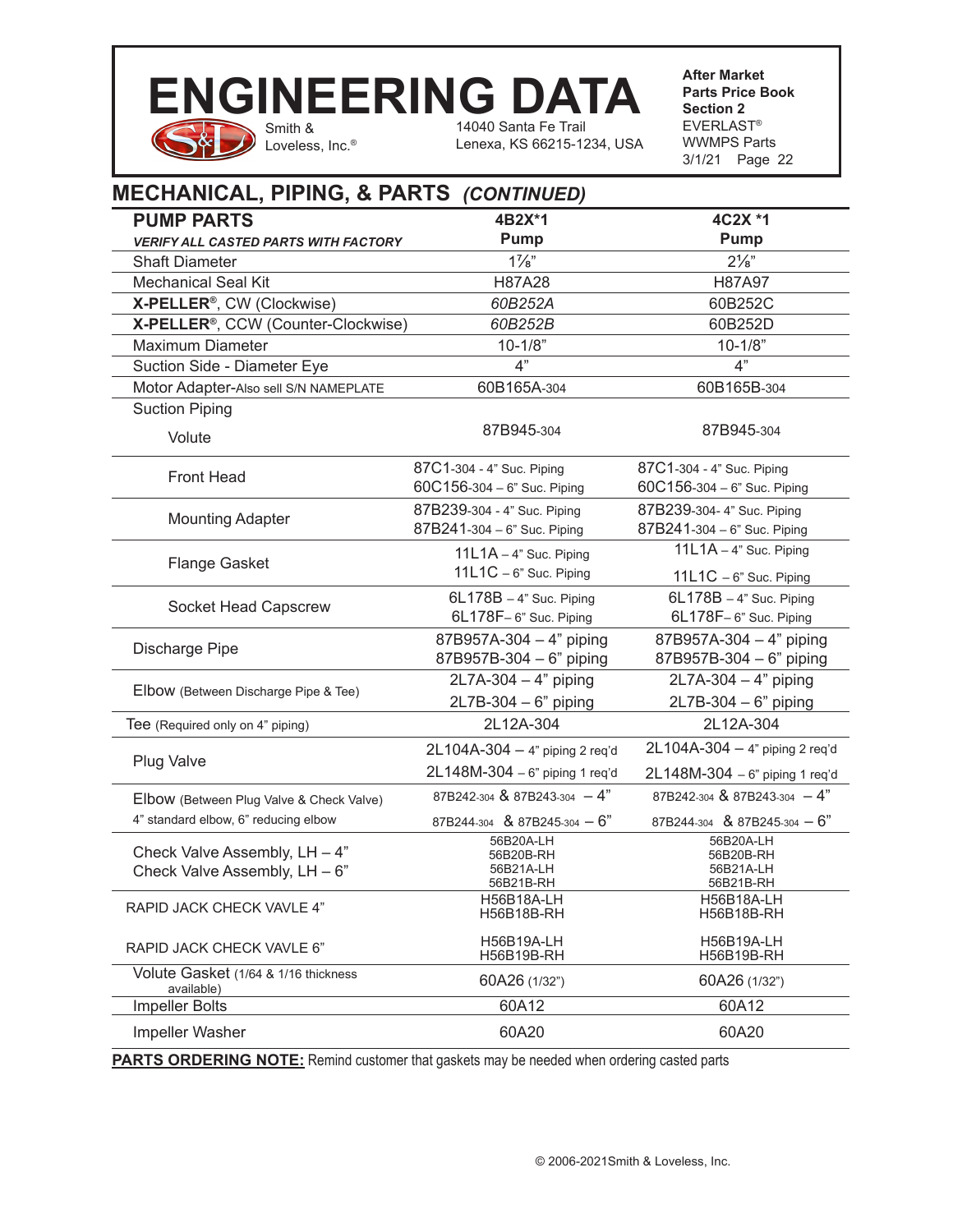# ENGINEERING DATA

Smith & Loveless, Inc.®
14040 Santa Fe Trail
Lenexa, KS 66215-1234, USA

**After Market Parts Price Book Section 2**
EVERLAST® WWMPS Parts
3/1/21 Page 22

## MECHANICAL, PIPING, & PARTS *(CONTINUED)*

| **PUMP PARTS** *VERIFY ALL CASTED PARTS WITH FACTORY* | **4B2X*1 Pump** | **4C2X *1 Pump** |
|---|---|---|
| Shaft Diameter | 1⅞" | 2⅛" |
| Mechanical Seal Kit | H87A28 | H87A97 |
| **X-PELLER®**, CW (Clockwise) | *60B252A* | 60B252C |
| **X-PELLER®**, CCW (Counter-Clockwise) | *60B252B* | 60B252D |
| Maximum Diameter | 10-1/8" | 10-1/8" |
| Suction Side - Diameter Eye | 4" | 4" |
| Motor Adapter-Also sell S/N NAMEPLATE | 60B165A-304 | 60B165B-304 |
| Suction Piping | | |
| Volute | 87B945-304 | 87B945-304 |
| Front Head | 87C1-304 - 4" Suc. Piping<br>60C156-304 – 6" Suc. Piping | 87C1-304 - 4" Suc. Piping<br>60C156-304 – 6" Suc. Piping |
| Mounting Adapter | 87B239-304 - 4" Suc. Piping<br>87B241-304 – 6" Suc. Piping | 87B239-304- 4" Suc. Piping<br>87B241-304 – 6" Suc. Piping |
| Flange Gasket | 11L1A – 4" Suc. Piping<br>11L1C – 6" Suc. Piping | 11L1A – 4" Suc. Piping<br>11L1C – 6" Suc. Piping |
| Socket Head Capscrew | 6L178B – 4" Suc. Piping<br>6L178F– 6" Suc. Piping | 6L178B – 4" Suc. Piping<br>6L178F– 6" Suc. Piping |
| Discharge Pipe | 87B957A-304 – 4" piping<br>87B957B-304 – 6" piping | 87B957A-304 – 4" piping<br>87B957B-304 – 6" piping |
| Elbow (Between Discharge Pipe & Tee) | 2L7A-304 – 4" piping<br>2L7B-304 – 6" piping | 2L7A-304 – 4" piping<br>2L7B-304 – 6" piping |
| Tee (Required only on 4" piping) | 2L12A-304 | 2L12A-304 |
| Plug Valve | 2L104A-304 – 4" piping 2 req'd<br>2L148M-304 – 6" piping 1 req'd | 2L104A-304 – 4" piping 2 req'd<br>2L148M-304 – 6" piping 1 req'd |
| Elbow (Between Plug Valve & Check Valve)<br>4" standard elbow, 6" reducing elbow | 87B242-304 & 87B243-304 – 4"<br>87B244-304 & 87B245-304 – 6" | 87B242-304 & 87B243-304 – 4"<br>87B244-304 & 87B245-304 – 6" |
| Check Valve Assembly, LH – 4"<br>Check Valve Assembly, LH – 6" | 56B20A-LH<br>56B20B-RH<br>56B21A-LH<br>56B21B-RH | 56B20A-LH<br>56B20B-RH<br>56B21A-LH<br>56B21B-RH |
| RAPID JACK CHECK VAVLE 4" | H56B18A-LH<br>H56B18B-RH | H56B18A-LH<br>H56B18B-RH |
| RAPID JACK CHECK VAVLE 6" | H56B19A-LH<br>H56B19B-RH | H56B19A-LH<br>H56B19B-RH |
| Volute Gasket (1/64 & 1/16 thickness available) | 60A26 (1/32") | 60A26 (1/32") |
| Impeller Bolts | 60A12 | 60A12 |
| Impeller Washer | 60A20 | 60A20 |

**PARTS ORDERING NOTE:** Remind customer that gaskets may be needed when ordering casted parts

© 2006-2021Smith & Loveless, Inc.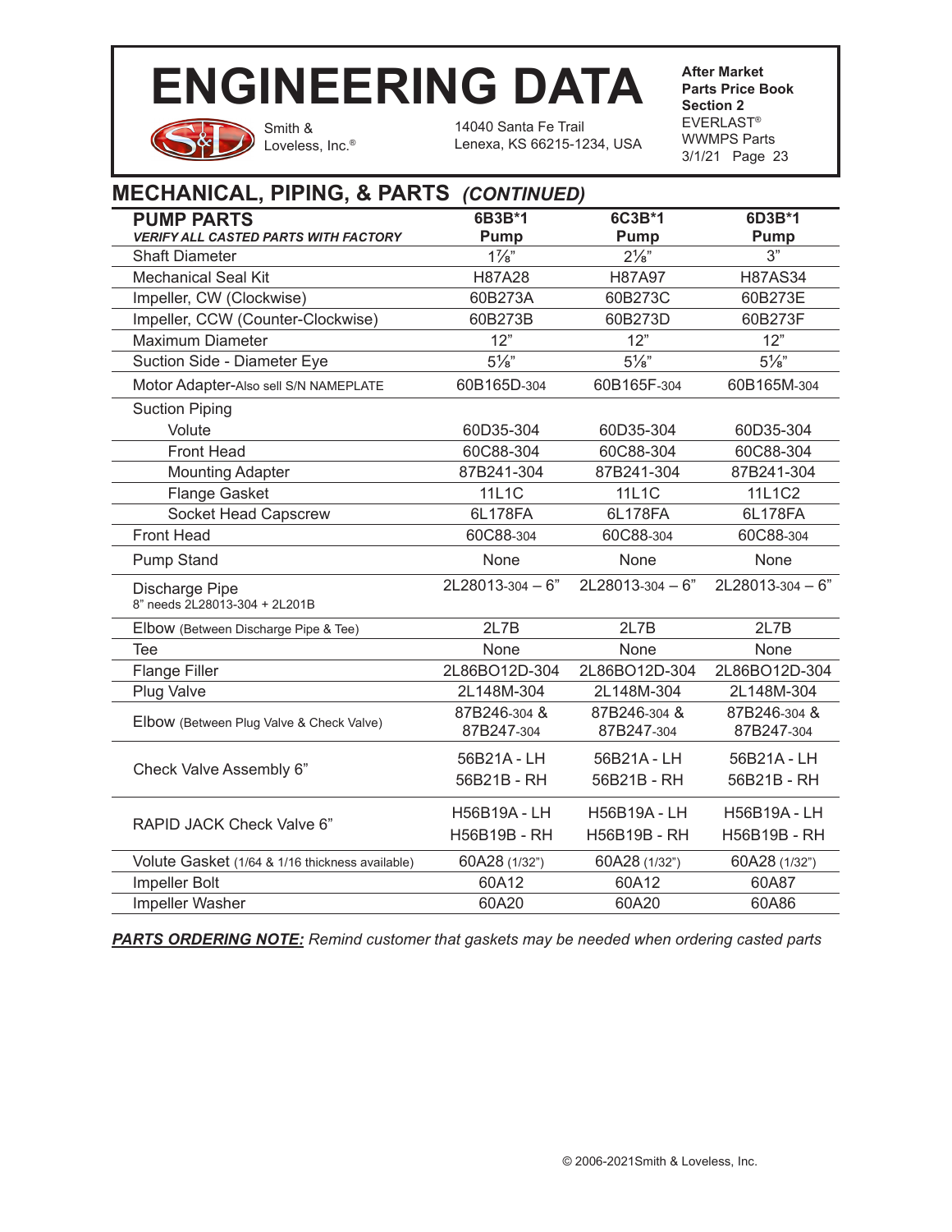# ENGINEERING DATA

Smith & Loveless, Inc.®

14040 Santa Fe Trail
Lenexa, KS 66215-1234, USA

**After Market Parts Price Book Section 2**
EVERLAST®
WWMPS Parts
3/1/21

## MECHANICAL, PIPING, & PARTS *(CONTINUED)*

| **PUMP PARTS** *VERIFY ALL CASTED PARTS WITH FACTORY* | **6B3B*1 Pump** | **6C3B*1 Pump** | **6D3B*1 Pump** |
|---|---|---|---|
| Shaft Diameter | 1⅞" | 2⅛" | 3" |
| Mechanical Seal Kit | H87A28 | H87A97 | H87AS34 |
| Impeller, CW (Clockwise) | 60B273A | 60B273C | 60B273E |
| Impeller, CCW (Counter-Clockwise) | 60B273B | 60B273D | 60B273F |
| Maximum Diameter | 12" | 12" | 12" |
| Suction Side - Diameter Eye | 5⅛" | 5⅛" | 5⅛" |
| Motor Adapter-Also sell S/N NAMEPLATE | 60B165D-304 | 60B165F-304 | 60B165M-304 |
| Suction Piping | | | |
| Volute | 60D35-304 | 60D35-304 | 60D35-304 |
| Front Head | 60C88-304 | 60C88-304 | 60C88-304 |
| Mounting Adapter | 87B241-304 | 87B241-304 | 87B241-304 |
| Flange Gasket | 11L1C | 11L1C | 11L1C2 |
| Socket Head Capscrew | 6L178FA | 6L178FA | 6L178FA |
| Front Head | 60C88-304 | 60C88-304 | 60C88-304 |
| Pump Stand | None | None | None |
| Discharge Pipe 8" needs 2L28013-304 + 2L201B | 2L28013-304 – 6" | 2L28013-304 – 6" | 2L28013-304 – 6" |
| Elbow (Between Discharge Pipe & Tee) | 2L7B | 2L7B | 2L7B |
| Tee | None | None | None |
| Flange Filler | 2L86BO12D-304 | 2L86BO12D-304 | 2L86BO12D-304 |
| Plug Valve | 2L148M-304 | 2L148M-304 | 2L148M-304 |
| Elbow (Between Plug Valve & Check Valve) | 87B246-304 & 87B247-304 | 87B246-304 & 87B247-304 | 87B246-304 & 87B247-304 |
| Check Valve Assembly 6" | 56B21A - LH 56B21B - RH | 56B21A - LH 56B21B - RH | 56B21A - LH 56B21B - RH |
| RAPID JACK Check Valve 6" | H56B19A - LH H56B19B - RH | H56B19A - LH H56B19B - RH | H56B19A - LH H56B19B - RH |
| Volute Gasket (1/64 & 1/16 thickness available) | 60A28 (1/32") | 60A28 (1/32") | 60A28 (1/32") |
| Impeller Bolt | 60A12 | 60A12 | 60A87 |
| Impeller Washer | 60A20 | 60A20 | 60A86 |

***PARTS ORDERING NOTE:*** *Remind customer that gaskets may be needed when ordering casted parts*

© 2006-2021Smith & Loveless, Inc.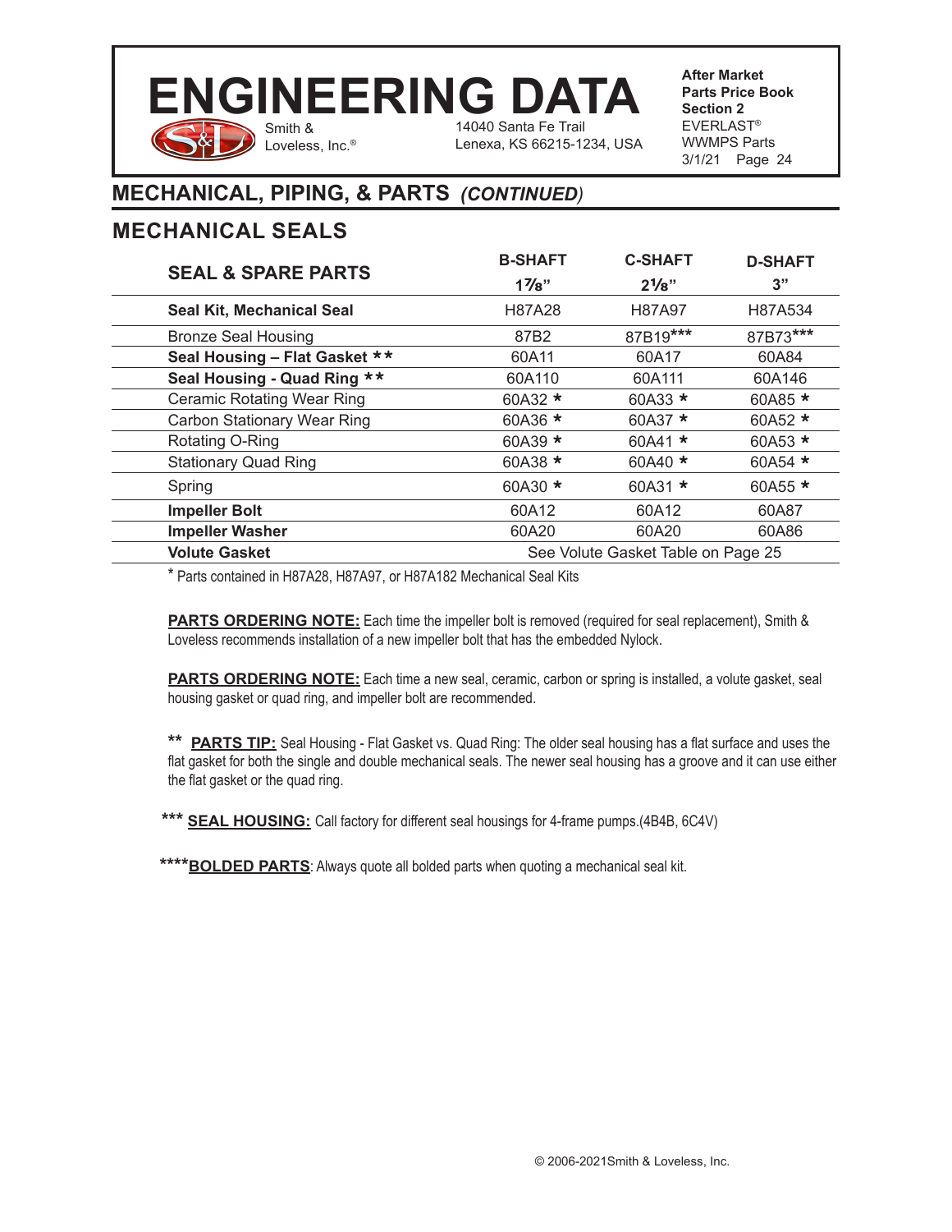## MECHANICAL, PIPING, & PARTS *(CONTINUED)*

## MECHANICAL SEALS

| SEAL & SPARE PARTS | B-SHAFT 1⅞" | C-SHAFT 2⅛" | D-SHAFT 3" |
|---|---|---|---|
| **Seal Kit, Mechanical Seal** | H87A28 | H87A97 | H87A534 |
| Bronze Seal Housing | 87B2 | 87B19*** | 87B73*** |
| **Seal Housing – Flat Gasket \*\*** | 60A11 | 60A17 | 60A84 |
| **Seal Housing - Quad Ring \*\*** | 60A110 | 60A111 | 60A146 |
| Ceramic Rotating Wear Ring | 60A32 * | 60A33 * | 60A85 * |
| Carbon Stationary Wear Ring | 60A36 * | 60A37 * | 60A52 * |
| Rotating O-Ring | 60A39 * | 60A41 * | 60A53 * |
| Stationary Quad Ring | 60A38 * | 60A40 * | 60A54 * |
| Spring | 60A30 * | 60A31 * | 60A55 * |
| **Impeller Bolt** | 60A12 | 60A12 | 60A87 |
| **Impeller Washer** | 60A20 | 60A20 | 60A86 |
| **Volute Gasket** | See Volute Gasket Table on Page 25 | | |

\* Parts contained in H87A28, H87A97, or H87A182 Mechanical Seal Kits

**PARTS ORDERING NOTE:** Each time the impeller bolt is removed (required for seal replacement), Smith & Loveless recommends installation of a new impeller bolt that has the embedded Nylock.

**PARTS ORDERING NOTE:** Each time a new seal, ceramic, carbon or spring is installed, a volute gasket, seal housing gasket or quad ring, and impeller bolt are recommended.

\*\* **PARTS TIP:** Seal Housing - Flat Gasket vs. Quad Ring: The older seal housing has a flat surface and uses the flat gasket for both the single and double mechanical seals. The newer seal housing has a groove and it can use either the flat gasket or the quad ring.

\*\*\* **SEAL HOUSING:** Call factory for different seal housings for 4-frame pumps.(4B4B, 6C4V)

\*\*\*\***BOLDED PARTS**: Always quote all bolded parts when quoting a mechanical seal kit.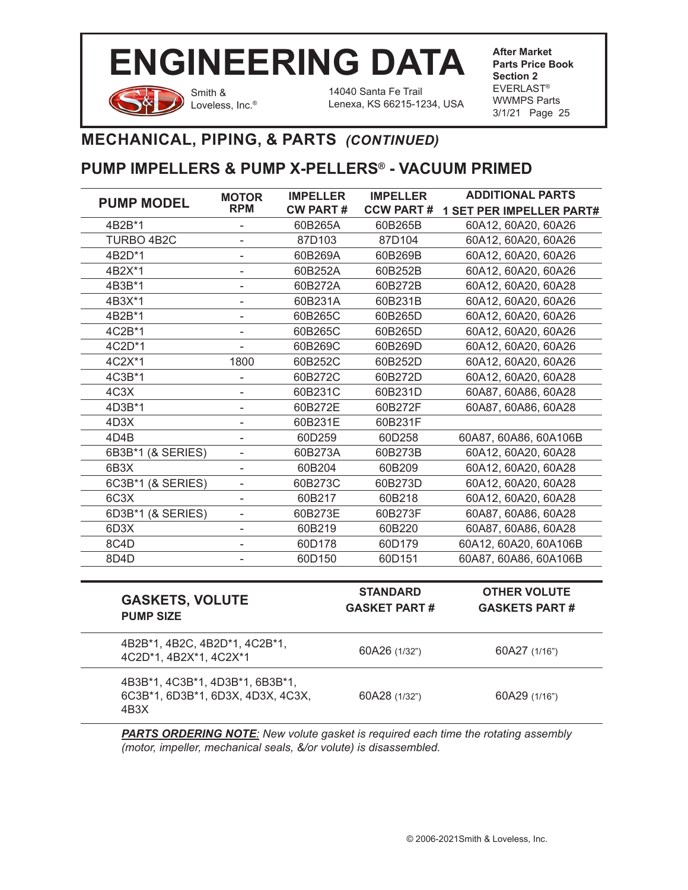## MECHANICAL, PIPING, & PARTS *(CONTINUED)*

## PUMP IMPELLERS & PUMP X-PELLERS® - VACUUM PRIMED

| PUMP MODEL | MOTOR RPM | IMPELLER CW PART # | IMPELLER CCW PART # | ADDITIONAL PARTS 1 SET PER IMPELLER PART# |
|---|---|---|---|---|
| 4B2B*1 | - | 60B265A | 60B265B | 60A12, 60A20, 60A26 |
| TURBO 4B2C | - | 87D103 | 87D104 | 60A12, 60A20, 60A26 |
| 4B2D*1 | - | 60B269A | 60B269B | 60A12, 60A20, 60A26 |
| 4B2X*1 | - | 60B252A | 60B252B | 60A12, 60A20, 60A26 |
| 4B3B*1 | - | 60B272A | 60B272B | 60A12, 60A20, 60A28 |
| 4B3X*1 | - | 60B231A | 60B231B | 60A12, 60A20, 60A26 |
| 4B2B*1 | - | 60B265C | 60B265D | 60A12, 60A20, 60A26 |
| 4C2B*1 | - | 60B265C | 60B265D | 60A12, 60A20, 60A26 |
| 4C2D*1 | - | 60B269C | 60B269D | 60A12, 60A20, 60A26 |
| 4C2X*1 | 1800 | 60B252C | 60B252D | 60A12, 60A20, 60A26 |
| 4C3B*1 | - | 60B272C | 60B272D | 60A12, 60A20, 60A28 |
| 4C3X | - | 60B231C | 60B231D | 60A87, 60A86, 60A28 |
| 4D3B*1 | - | 60B272E | 60B272F | 60A87, 60A86, 60A28 |
| 4D3X | - | 60B231E | 60B231F | |
| 4D4B | - | 60D259 | 60D258 | 60A87, 60A86, 60A106B |
| 6B3B*1 (& SERIES) | - | 60B273A | 60B273B | 60A12, 60A20, 60A28 |
| 6B3X | - | 60B204 | 60B209 | 60A12, 60A20, 60A28 |
| 6C3B*1 (& SERIES) | - | 60B273C | 60B273D | 60A12, 60A20, 60A28 |
| 6C3X | - | 60B217 | 60B218 | 60A12, 60A20, 60A28 |
| 6D3B*1 (& SERIES) | - | 60B273E | 60B273F | 60A87, 60A86, 60A28 |
| 6D3X | - | 60B219 | 60B220 | 60A87, 60A86, 60A28 |
| 8C4D | - | 60D178 | 60D179 | 60A12, 60A20, 60A106B |
| 8D4D | - | 60D150 | 60D151 | 60A87, 60A86, 60A106B |

| GASKETS, VOLUTE PUMP SIZE | STANDARD GASKET PART # | OTHER VOLUTE GASKETS PART # |
|---|---|---|
| 4B2B*1, 4B2C, 4B2D*1, 4C2B*1, 4C2D*1, 4B2X*1, 4C2X*1 | 60A26 (1/32") | 60A27 (1/16") |
| 4B3B*1, 4C3B*1, 4D3B*1, 6B3B*1, 6C3B*1, 6D3B*1, 6D3X, 4D3X, 4C3X, 4B3X | 60A28 (1/32") | 60A29 (1/16") |

***PARTS ORDERING NOTE:*** *New volute gasket is required each time the rotating assembly (motor, impeller, mechanical seals, &/or volute) is disassembled.*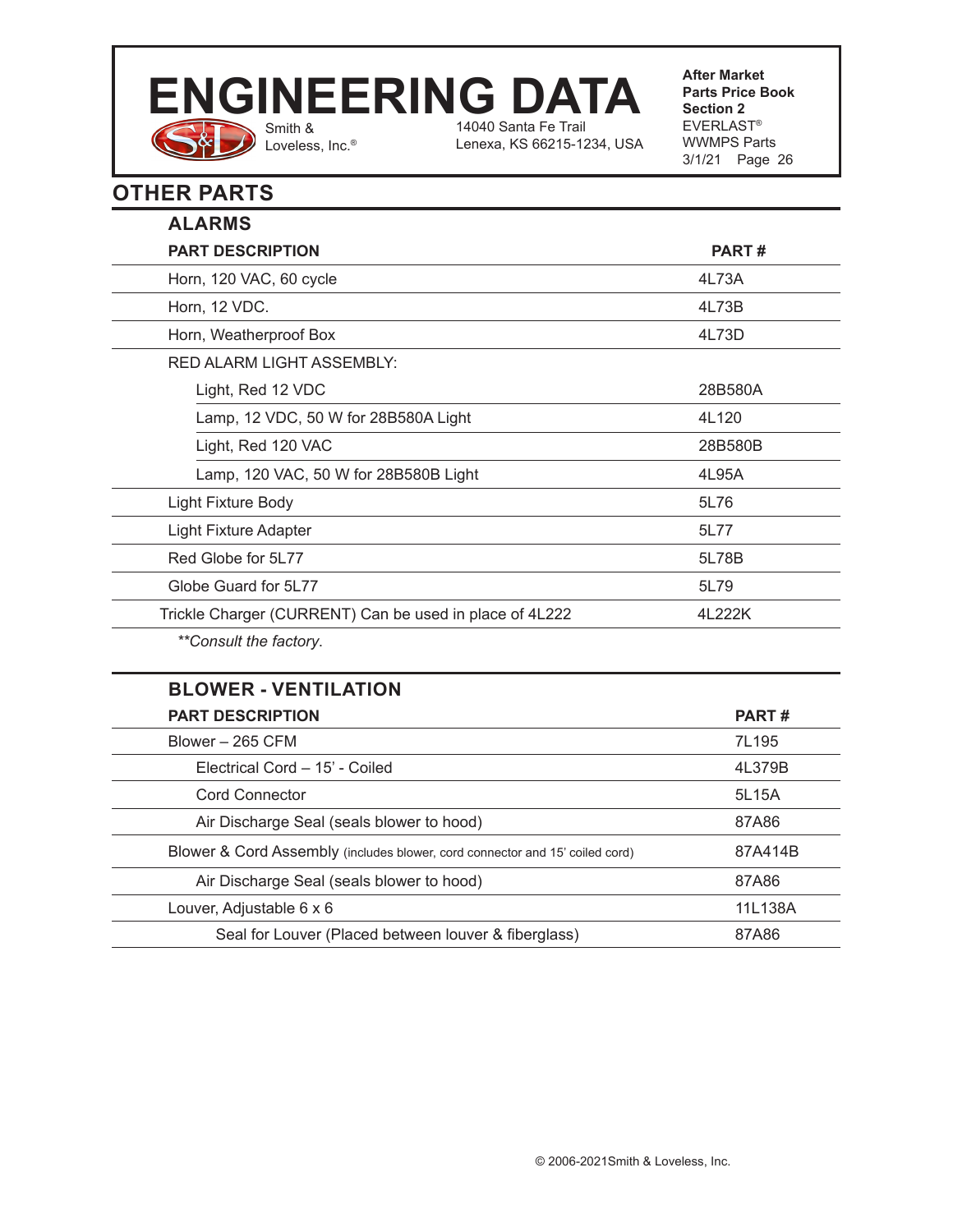## OTHER PARTS

### ALARMS

| PART DESCRIPTION | PART # |
|---|---|
| Horn, 120 VAC, 60 cycle | 4L73A |
| Horn, 12 VDC. | 4L73B |
| Horn, Weatherproof Box | 4L73D |
| RED ALARM LIGHT ASSEMBLY: | |
| Light, Red 12 VDC | 28B580A |
| Lamp, 12 VDC, 50 W for 28B580A Light | 4L120 |
| Light, Red 120 VAC | 28B580B |
| Lamp, 120 VAC, 50 W for 28B580B Light | 4L95A |
| Light Fixture Body | 5L76 |
| Light Fixture Adapter | 5L77 |
| Red Globe for 5L77 | 5L78B |
| Globe Guard for 5L77 | 5L79 |
| Trickle Charger (CURRENT) Can be used in place of 4L222 | 4L222K |

*\*\*Consult the factory.*

### BLOWER - VENTILATION

| PART DESCRIPTION | PART # |
|---|---|
| Blower – 265 CFM | 7L195 |
| Electrical Cord – 15' - Coiled | 4L379B |
| Cord Connector | 5L15A |
| Air Discharge Seal (seals blower to hood) | 87A86 |
| Blower & Cord Assembly (includes blower, cord connector and 15' coiled cord) | 87A414B |
| Air Discharge Seal (seals blower to hood) | 87A86 |
| Louver, Adjustable 6 x 6 | 11L138A |
| Seal for Louver (Placed between louver & fiberglass) | 87A86 |

© 2006-2021Smith & Loveless, Inc.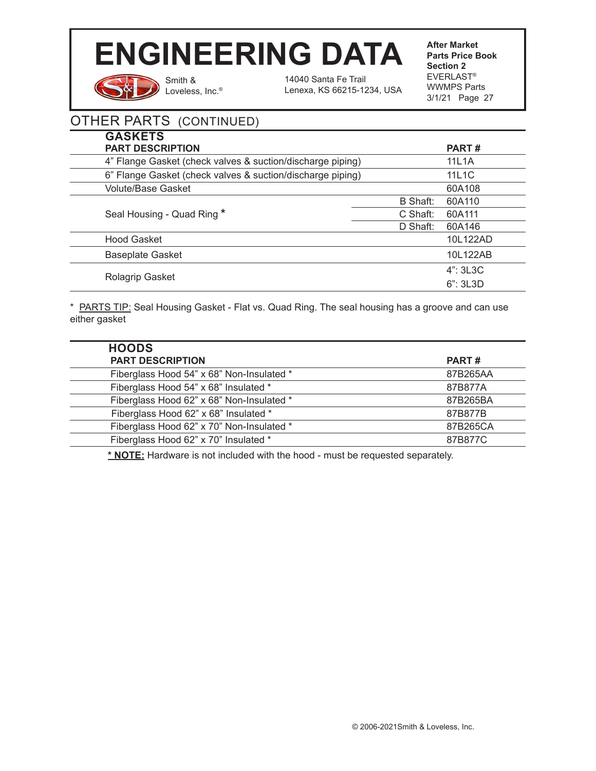## OTHER PARTS (CONTINUED)

### GASKETS

| PART DESCRIPTION | | PART # |
|---|---|---|
| 4" Flange Gasket (check valves & suction/discharge piping) | | 11L1A |
| 6" Flange Gasket (check valves & suction/discharge piping) | | 11L1C |
| Volute/Base Gasket | | 60A108 |
| Seal Housing - Quad Ring * | B Shaft: | 60A110 |
| | C Shaft: | 60A111 |
| | D Shaft: | 60A146 |
| Hood Gasket | | 10L122AD |
| Baseplate Gasket | | 10L122AB |
| Rolagrip Gasket | | 4": 3L3C |
| | | 6": 3L3D |

* PARTS TIP: Seal Housing Gasket - Flat vs. Quad Ring. The seal housing has a groove and can use either gasket

### HOODS

| PART DESCRIPTION | PART # |
|---|---|
| Fiberglass Hood 54" x 68" Non-Insulated * | 87B265AA |
| Fiberglass Hood 54" x 68" Insulated * | 87B877A |
| Fiberglass Hood 62" x 68" Non-Insulated * | 87B265BA |
| Fiberglass Hood 62" x 68" Insulated * | 87B877B |
| Fiberglass Hood 62" x 70" Non-Insulated * | 87B265CA |
| Fiberglass Hood 62" x 70" Insulated * | 87B877C |

**\* NOTE:** Hardware is not included with the hood - must be requested separately.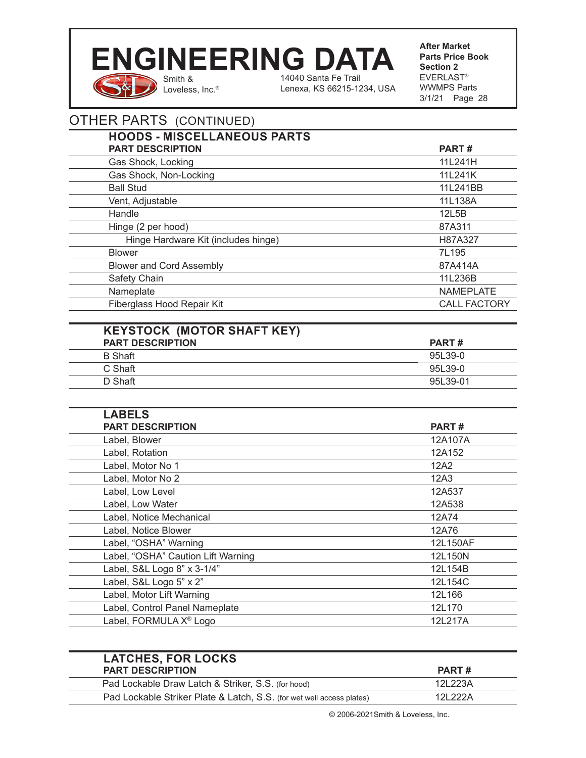# OTHER PARTS (CONTINUED)

## HOODS - MISCELLANEOUS PARTS

| PART DESCRIPTION | PART # |
|---|---|
| Gas Shock, Locking | 11L241H |
| Gas Shock, Non-Locking | 11L241K |
| Ball Stud | 11L241BB |
| Vent, Adjustable | 11L138A |
| Handle | 12L5B |
| Hinge (2 per hood) | 87A311 |
| Hinge Hardware Kit (includes hinge) | H87A327 |
| Blower | 7L195 |
| Blower and Cord Assembly | 87A414A |
| Safety Chain | 11L236B |
| Nameplate | NAMEPLATE |
| Fiberglass Hood Repair Kit | CALL FACTORY |

## KEYSTOCK (MOTOR SHAFT KEY)

| PART DESCRIPTION | PART # |
|---|---|
| B Shaft | 95L39-0 |
| C Shaft | 95L39-0 |
| D Shaft | 95L39-01 |

## LABELS

| PART DESCRIPTION | PART # |
|---|---|
| Label, Blower | 12A107A |
| Label, Rotation | 12A152 |
| Label, Motor No 1 | 12A2 |
| Label, Motor No 2 | 12A3 |
| Label, Low Level | 12A537 |
| Label, Low Water | 12A538 |
| Label, Notice Mechanical | 12A74 |
| Label, Notice Blower | 12A76 |
| Label, "OSHA" Warning | 12L150AF |
| Label, "OSHA" Caution Lift Warning | 12L150N |
| Label, S&L Logo 8" x 3-1/4" | 12L154B |
| Label, S&L Logo 5" x 2" | 12L154C |
| Label, Motor Lift Warning | 12L166 |
| Label, Control Panel Nameplate | 12L170 |
| Label, FORMULA X® Logo | 12L217A |

## LATCHES, FOR LOCKS

| PART DESCRIPTION | PART # |
|---|---|
| Pad Lockable Draw Latch & Striker, S.S. (for hood) | 12L223A |
| Pad Lockable Striker Plate & Latch, S.S. (for wet well access plates) | 12L222A |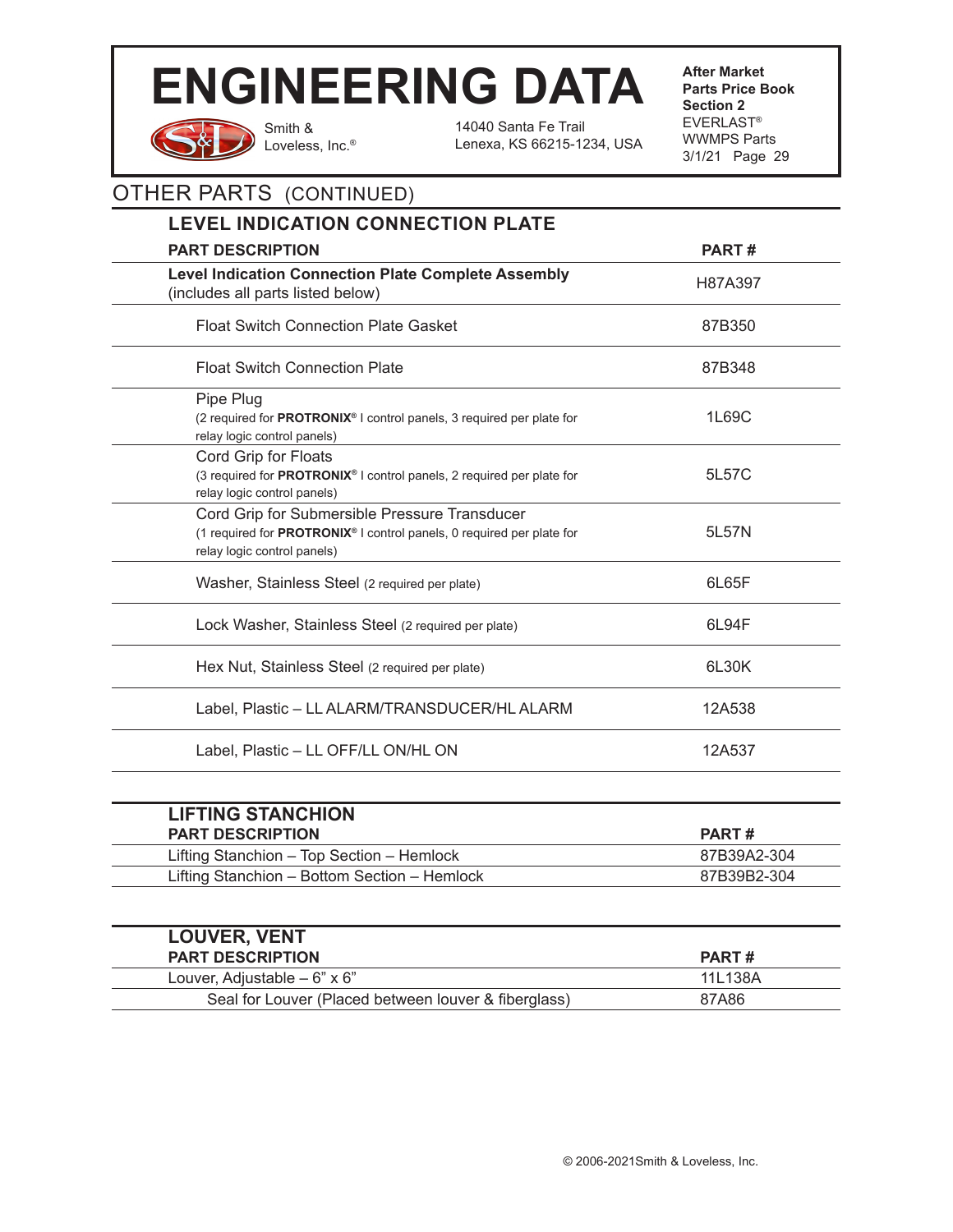## OTHER PARTS (CONTINUED)

### LEVEL INDICATION CONNECTION PLATE

| PART DESCRIPTION | PART # |
|---|---|
| **Level Indication Connection Plate Complete Assembly** (includes all parts listed below) | H87A397 |
| Float Switch Connection Plate Gasket | 87B350 |
| Float Switch Connection Plate | 87B348 |
| Pipe Plug (2 required for **PROTRONIX®** I control panels, 3 required per plate for relay logic control panels) | 1L69C |
| Cord Grip for Floats (3 required for **PROTRONIX®** I control panels, 2 required per plate for relay logic control panels) | 5L57C |
| Cord Grip for Submersible Pressure Transducer (1 required for **PROTRONIX®** I control panels, 0 required per plate for relay logic control panels) | 5L57N |
| Washer, Stainless Steel (2 required per plate) | 6L65F |
| Lock Washer, Stainless Steel (2 required per plate) | 6L94F |
| Hex Nut, Stainless Steel (2 required per plate) | 6L30K |
| Label, Plastic – LL ALARM/TRANSDUCER/HL ALARM | 12A538 |
| Label, Plastic – LL OFF/LL ON/HL ON | 12A537 |

### LIFTING STANCHION

| PART DESCRIPTION | PART # |
|---|---|
| Lifting Stanchion – Top Section – Hemlock | 87B39A2-304 |
| Lifting Stanchion – Bottom Section – Hemlock | 87B39B2-304 |

### LOUVER, VENT

| PART DESCRIPTION | PART # |
|---|---|
| Louver, Adjustable – 6" x 6" | 11L138A |
| Seal for Louver (Placed between louver & fiberglass) | 87A86 |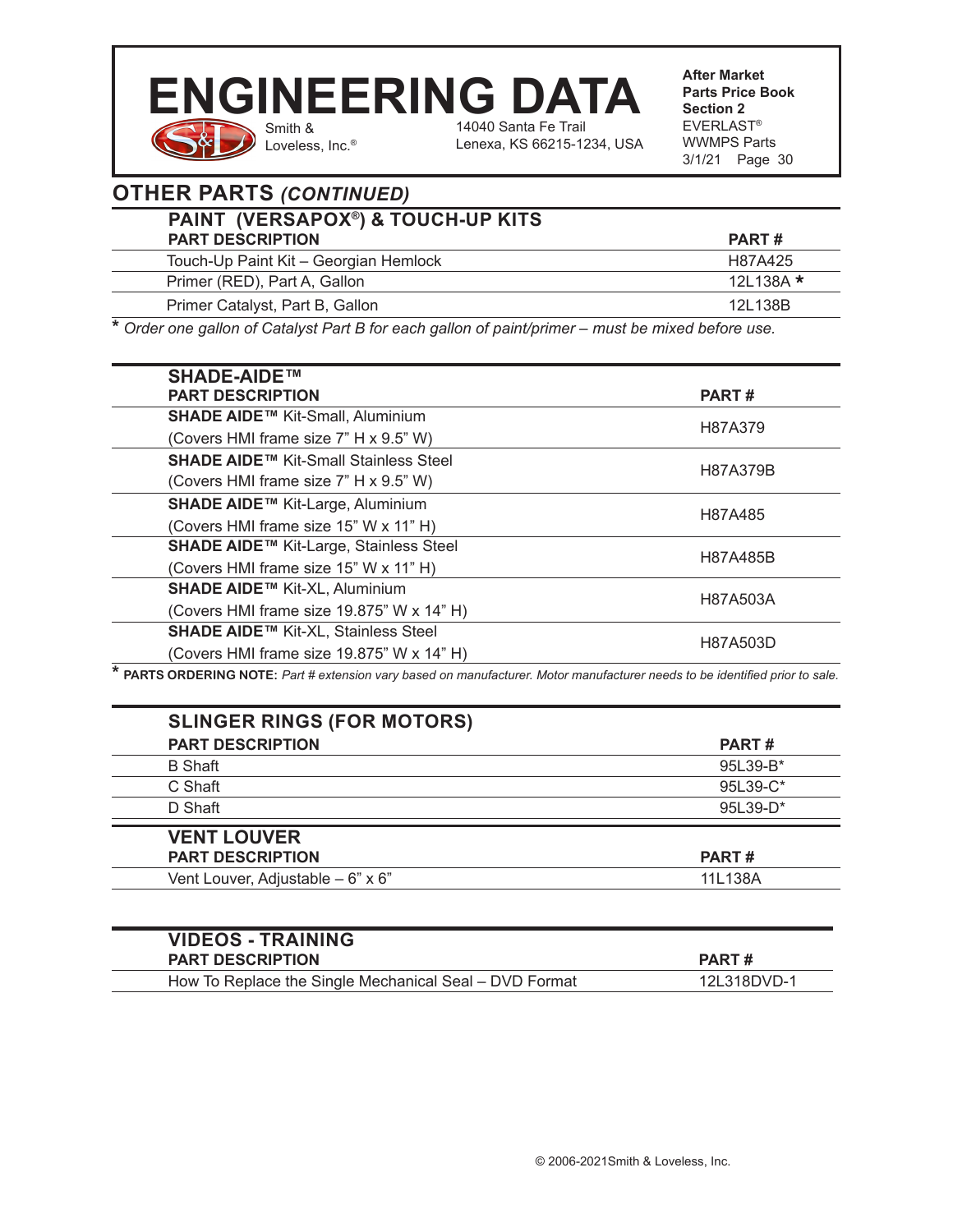# ENGINEERING DATA

Smith & Loveless, Inc.®
14040 Santa Fe Trail
Lenexa, KS 66215-1234, USA

**After Market Parts Price Book Section 2**
EVERLAST® WWMPS Parts
3/1/21 Page 30

## OTHER PARTS *(CONTINUED)*

### PAINT (VERSAPOX®) & TOUCH-UP KITS

| PART DESCRIPTION | PART # |
|---|---|
| Touch-Up Paint Kit – Georgian Hemlock | H87A425 |
| Primer (RED), Part A, Gallon | 12L138A * |
| Primer Catalyst, Part B, Gallon | 12L138B |

\* *Order one gallon of Catalyst Part B for each gallon of paint/primer – must be mixed before use.*

### SHADE-AIDE™

| PART DESCRIPTION | PART # |
|---|---|
| **SHADE AIDE™** Kit-Small, Aluminium (Covers HMI frame size 7" H x 9.5" W) | H87A379 |
| **SHADE AIDE™** Kit-Small Stainless Steel (Covers HMI frame size 7" H x 9.5" W) | H87A379B |
| **SHADE AIDE™** Kit-Large, Aluminium (Covers HMI frame size 15" W x 11" H) | H87A485 |
| **SHADE AIDE™** Kit-Large, Stainless Steel (Covers HMI frame size 15" W x 11" H) | H87A485B |
| **SHADE AIDE™** Kit-XL, Aluminium (Covers HMI frame size 19.875" W x 14" H) | H87A503A |
| **SHADE AIDE™** Kit-XL, Stainless Steel (Covers HMI frame size 19.875" W x 14" H) | H87A503D |

\* **PARTS ORDERING NOTE:** *Part # extension vary based on manufacturer. Motor manufacturer needs to be identified prior to sale.*

### SLINGER RINGS (FOR MOTORS)

| PART DESCRIPTION | PART # |
|---|---|
| B Shaft | 95L39-B* |
| C Shaft | 95L39-C* |
| D Shaft | 95L39-D* |

### VENT LOUVER

| PART DESCRIPTION | PART # |
|---|---|
| Vent Louver, Adjustable – 6" x 6" | 11L138A |

### VIDEOS - TRAINING

| PART DESCRIPTION | PART # |
|---|---|
| How To Replace the Single Mechanical Seal – DVD Format | 12L318DVD-1 |

© 2006-2021Smith & Loveless, Inc.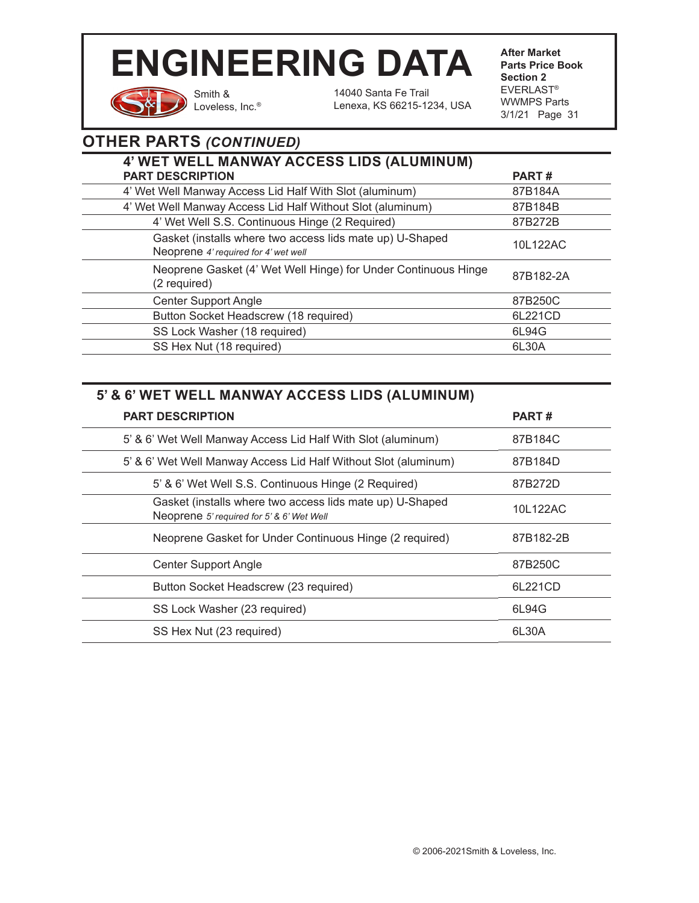## OTHER PARTS *(CONTINUED)*

### 4' WET WELL MANWAY ACCESS LIDS (ALUMINUM)

| PART DESCRIPTION | PART # |
|---|---|
| 4' Wet Well Manway Access Lid Half With Slot (aluminum) | 87B184A |
| 4' Wet Well Manway Access Lid Half Without Slot (aluminum) | 87B184B |
| 4' Wet Well S.S. Continuous Hinge (2 Required) | 87B272B |
| Gasket (installs where two access lids mate up) U-Shaped Neoprene *4' required for 4' wet well* | 10L122AC |
| Neoprene Gasket (4' Wet Well Hinge) for Under Continuous Hinge (2 required) | 87B182-2A |
| Center Support Angle | 87B250C |
| Button Socket Headscrew (18 required) | 6L221CD |
| SS Lock Washer (18 required) | 6L94G |
| SS Hex Nut (18 required) | 6L30A |

### 5' & 6' WET WELL MANWAY ACCESS LIDS (ALUMINUM)

| PART DESCRIPTION | PART # |
|---|---|
| 5' & 6' Wet Well Manway Access Lid Half With Slot (aluminum) | 87B184C |
| 5' & 6' Wet Well Manway Access Lid Half Without Slot (aluminum) | 87B184D |
| 5' & 6' Wet Well S.S. Continuous Hinge (2 Required) | 87B272D |
| Gasket (installs where two access lids mate up) U-Shaped Neoprene *5' required for 5' & 6' Wet Well* | 10L122AC |
| Neoprene Gasket for Under Continuous Hinge (2 required) | 87B182-2B |
| Center Support Angle | 87B250C |
| Button Socket Headscrew (23 required) | 6L221CD |
| SS Lock Washer (23 required) | 6L94G |
| SS Hex Nut (23 required) | 6L30A |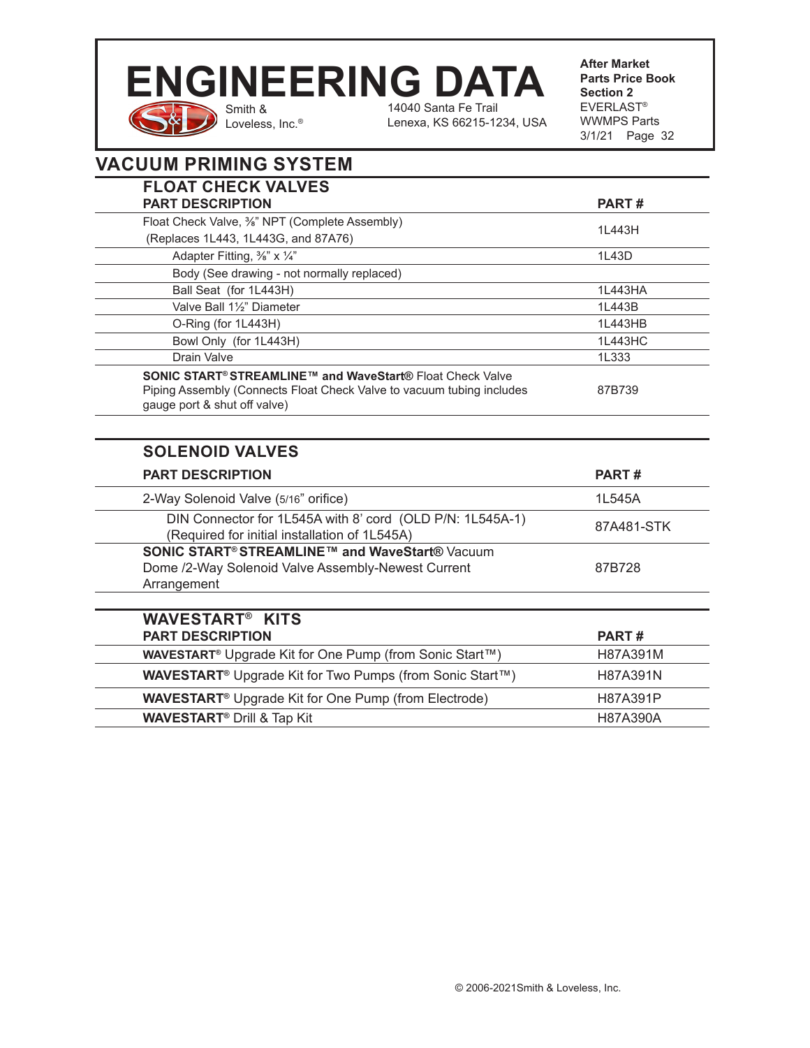## VACUUM PRIMING SYSTEM

### FLOAT CHECK VALVES

| PART DESCRIPTION | PART # |
|---|---|
| Float Check Valve, ⅜" NPT (Complete Assembly) (Replaces 1L443, 1L443G, and 87A76) | 1L443H |
| Adapter Fitting, ⅜" x ¼" | 1L43D |
| Body (See drawing - not normally replaced) | |
| Ball Seat (for 1L443H) | 1L443HA |
| Valve Ball 1½" Diameter | 1L443B |
| O-Ring (for 1L443H) | 1L443HB |
| Bowl Only (for 1L443H) | 1L443HC |
| Drain Valve | 1L333 |
| **SONIC START® STREAMLINE™ and WaveStart®** Float Check Valve Piping Assembly (Connects Float Check Valve to vacuum tubing includes gauge port & shut off valve) | 87B739 |

### SOLENOID VALVES

| PART DESCRIPTION | PART # |
|---|---|
| 2-Way Solenoid Valve (5/16" orifice) | 1L545A |
| DIN Connector for 1L545A with 8' cord (OLD P/N: 1L545A-1) (Required for initial installation of 1L545A) | 87A481-STK |
| **SONIC START® STREAMLINE™ and WaveStart®** Vacuum Dome /2-Way Solenoid Valve Assembly-Newest Current Arrangement | 87B728 |

### WAVESTART® KITS

| PART DESCRIPTION | PART # |
|---|---|
| **WAVESTART®** Upgrade Kit for One Pump (from Sonic Start™) | H87A391M |
| **WAVESTART®** Upgrade Kit for Two Pumps (from Sonic Start™) | H87A391N |
| **WAVESTART®** Upgrade Kit for One Pump (from Electrode) | H87A391P |
| **WAVESTART®** Drill & Tap Kit | H87A390A |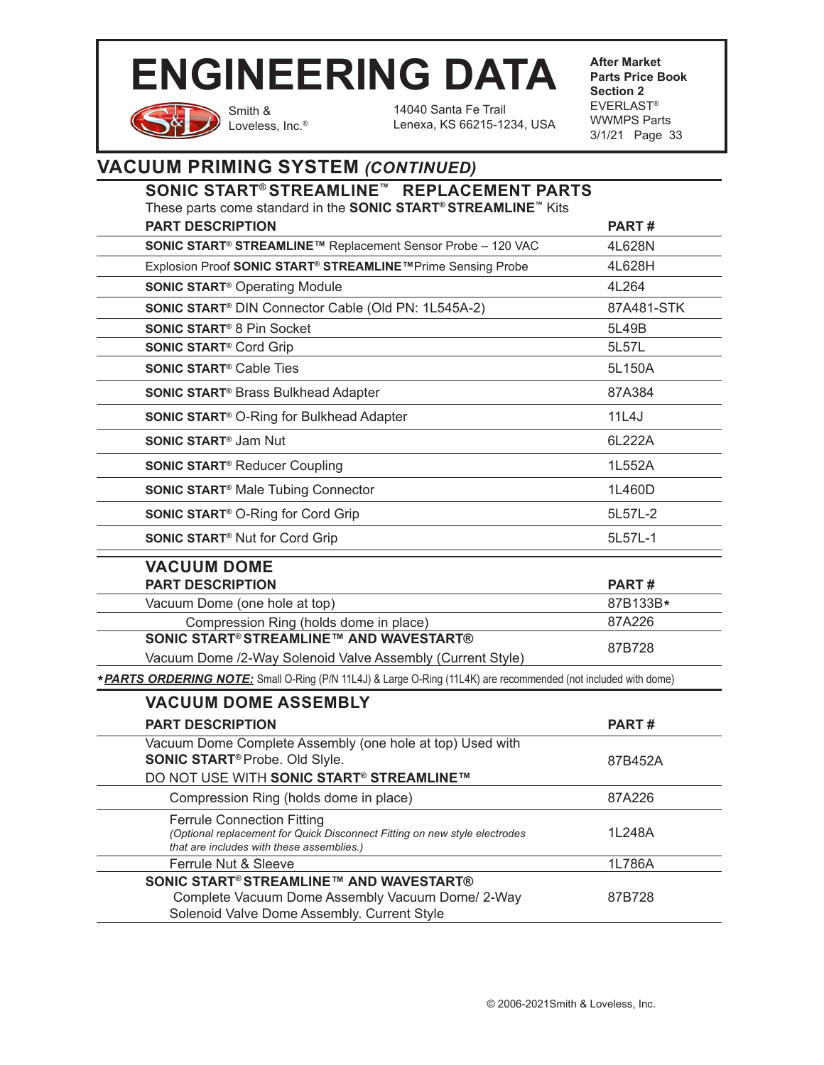## VACUUM PRIMING SYSTEM *(CONTINUED)*

### SONIC START® STREAMLINE™ REPLACEMENT PARTS

These parts come standard in the **SONIC START® STREAMLINE™** Kits

| PART DESCRIPTION | PART # |
|---|---|
| **SONIC START® STREAMLINE™** Replacement Sensor Probe – 120 VAC | 4L628N |
| Explosion Proof **SONIC START® STREAMLINE™** Prime Sensing Probe | 4L628H |
| **SONIC START®** Operating Module | 4L264 |
| **SONIC START®** DIN Connector Cable (Old PN: 1L545A-2) | 87A481-STK |
| **SONIC START®** 8 Pin Socket | 5L49B |
| **SONIC START®** Cord Grip | 5L57L |
| **SONIC START®** Cable Ties | 5L150A |
| **SONIC START®** Brass Bulkhead Adapter | 87A384 |
| **SONIC START®** O-Ring for Bulkhead Adapter | 11L4J |
| **SONIC START®** Jam Nut | 6L222A |
| **SONIC START®** Reducer Coupling | 1L552A |
| **SONIC START®** Male Tubing Connector | 1L460D |
| **SONIC START®** O-Ring for Cord Grip | 5L57L-2 |
| **SONIC START®** Nut for Cord Grip | 5L57L-1 |

### VACUUM DOME

| PART DESCRIPTION | PART # |
|---|---|
| Vacuum Dome (one hole at top) | 87B133B* |
| Compression Ring (holds dome in place) | 87A226 |
| **SONIC START® STREAMLINE™ AND WAVESTART®** Vacuum Dome /2-Way Solenoid Valve Assembly (Current Style) | 87B728 |

\* ***PARTS ORDERING NOTE:*** Small O-Ring (P/N 11L4J) & Large O-Ring (11L4K) are recommended (not included with dome)

### VACUUM DOME ASSEMBLY

| PART DESCRIPTION | PART # |
|---|---|
| Vacuum Dome Complete Assembly (one hole at top) Used with **SONIC START®** Probe. Old Slyle. DO NOT USE WITH **SONIC START® STREAMLINE™** | 87B452A |
| Compression Ring (holds dome in place) | 87A226 |
| Ferrule Connection Fitting *(Optional replacement for Quick Disconnect Fitting on new style electrodes that are includes with these assemblies.)* | 1L248A |
| Ferrule Nut & Sleeve | 1L786A |
| **SONIC START® STREAMLINE™ AND WAVESTART®** Complete Vacuum Dome Assembly Vacuum Dome/ 2-Way Solenoid Valve Dome Assembly. Current Style | 87B728 |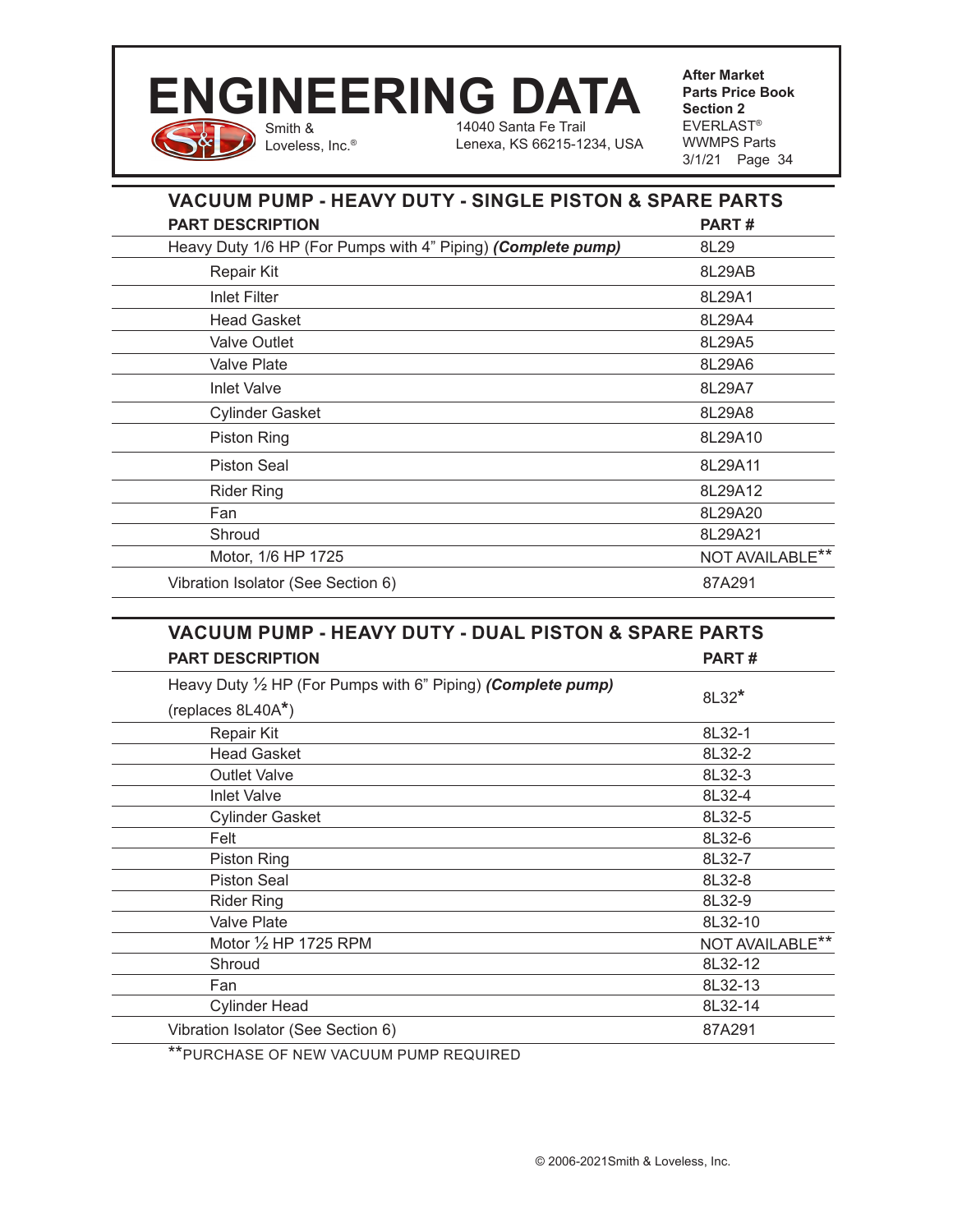## VACUUM PUMP - HEAVY DUTY - SINGLE PISTON & SPARE PARTS

| PART DESCRIPTION | PART # |
|---|---|
| Heavy Duty 1/6 HP (For Pumps with 4" Piping) ***(Complete pump)*** | 8L29 |
| Repair Kit | 8L29AB |
| Inlet Filter | 8L29A1 |
| Head Gasket | 8L29A4 |
| Valve Outlet | 8L29A5 |
| Valve Plate | 8L29A6 |
| Inlet Valve | 8L29A7 |
| Cylinder Gasket | 8L29A8 |
| Piston Ring | 8L29A10 |
| Piston Seal | 8L29A11 |
| Rider Ring | 8L29A12 |
| Fan | 8L29A20 |
| Shroud | 8L29A21 |
| Motor, 1/6 HP 1725 | NOT AVAILABLE** |
| Vibration Isolator (See Section 6) | 87A291 |

## VACUUM PUMP - HEAVY DUTY - DUAL PISTON & SPARE PARTS

| PART DESCRIPTION | PART # |
|---|---|
| Heavy Duty ½ HP (For Pumps with 6" Piping) ***(Complete pump)*** (replaces 8L40A*) | 8L32* |
| Repair Kit | 8L32-1 |
| Head Gasket | 8L32-2 |
| Outlet Valve | 8L32-3 |
| Inlet Valve | 8L32-4 |
| Cylinder Gasket | 8L32-5 |
| Felt | 8L32-6 |
| Piston Ring | 8L32-7 |
| Piston Seal | 8L32-8 |
| Rider Ring | 8L32-9 |
| Valve Plate | 8L32-10 |
| Motor ½ HP 1725 RPM | NOT AVAILABLE** |
| Shroud | 8L32-12 |
| Fan | 8L32-13 |
| Cylinder Head | 8L32-14 |
| Vibration Isolator (See Section 6) | 87A291 |

**PURCHASE OF NEW VACUUM PUMP REQUIRED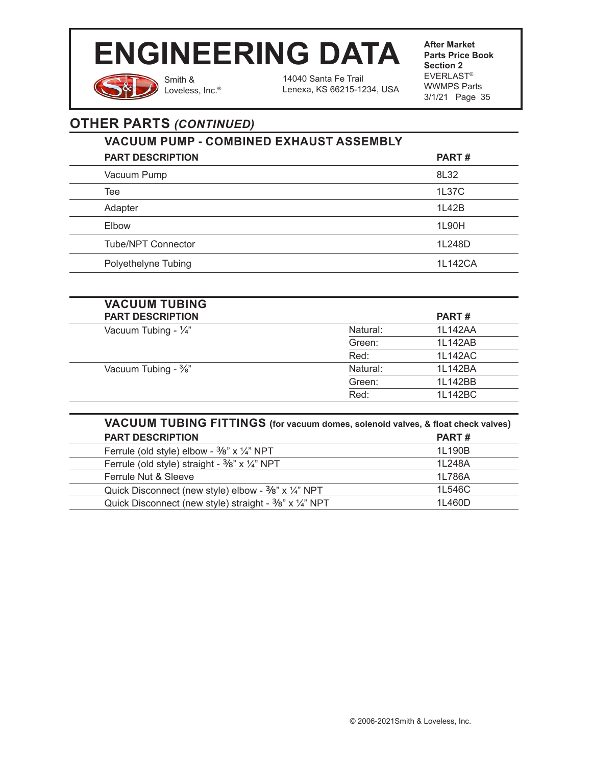## OTHER PARTS *(CONTINUED)*

### VACUUM PUMP - COMBINED EXHAUST ASSEMBLY

| PART DESCRIPTION | PART # |
|---|---|
| Vacuum Pump | 8L32 |
| Tee | 1L37C |
| Adapter | 1L42B |
| Elbow | 1L90H |
| Tube/NPT Connector | 1L248D |
| Polyethelyne Tubing | 1L142CA |

### VACUUM TUBING

| PART DESCRIPTION | | PART # |
|---|---|---|
| Vacuum Tubing - ¼" | Natural: | 1L142AA |
| | Green: | 1L142AB |
| | Red: | 1L142AC |
| Vacuum Tubing - ⅜" | Natural: | 1L142BA |
| | Green: | 1L142BB |
| | Red: | 1L142BC |

### VACUUM TUBING FITTINGS (for vacuum domes, solenoid valves, & float check valves)

| PART DESCRIPTION | PART # |
|---|---|
| Ferrule (old style) elbow - ⅜" x ¼" NPT | 1L190B |
| Ferrule (old style) straight - ⅜" x ¼" NPT | 1L248A |
| Ferrule Nut & Sleeve | 1L786A |
| Quick Disconnect (new style) elbow - ⅜" x ¼" NPT | 1L546C |
| Quick Disconnect (new style) straight - ⅜" x ¼" NPT | 1L460D |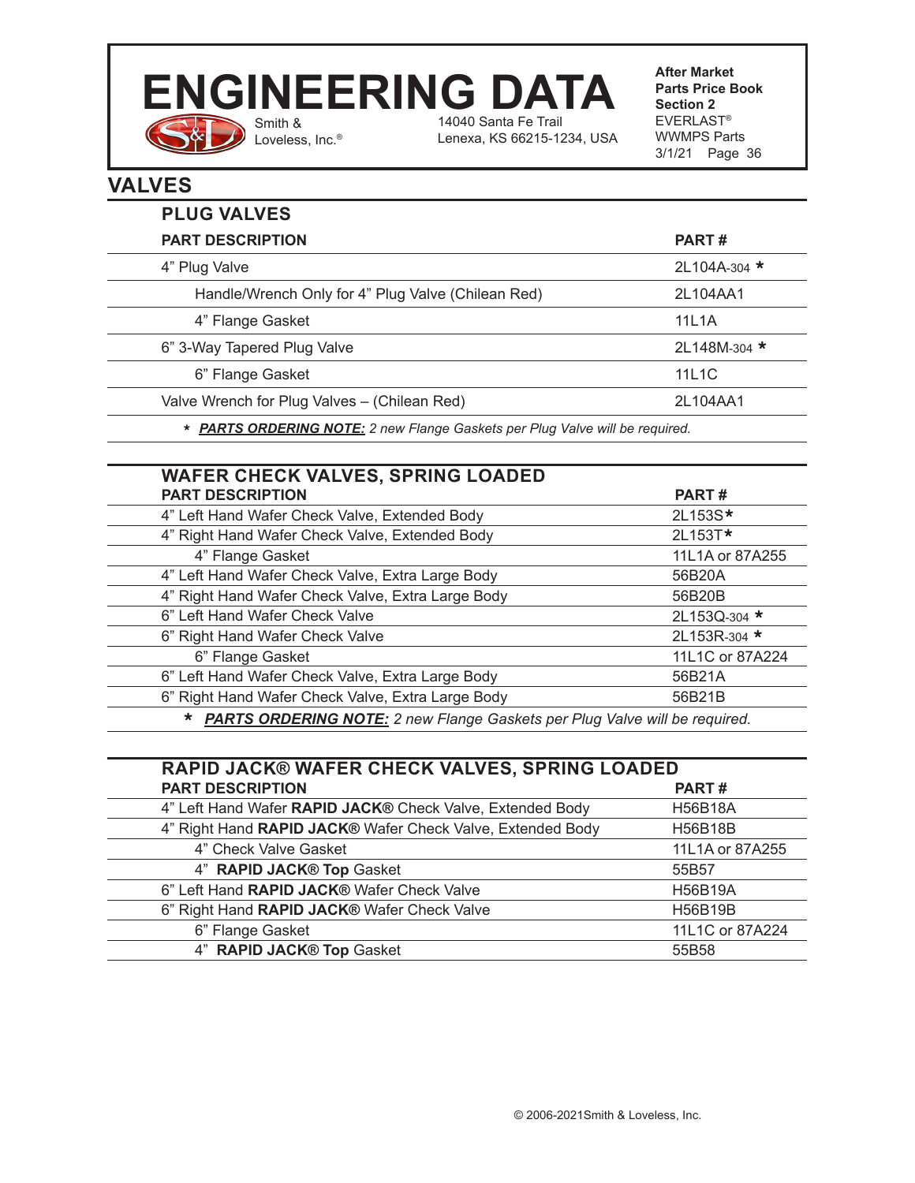# ENGINEERING DATA

Smith & Loveless, Inc.®
14040 Santa Fe Trail
Lenexa, KS 66215-1234, USA

**After Market Parts Price Book Section 2**
EVERLAST® WWMPS Parts
3/1/21 Page 36

## VALVES

### PLUG VALVES

| PART DESCRIPTION | PART # |
|---|---|
| 4" Plug Valve | 2L104A-304 * |
| Handle/Wrench Only for 4" Plug Valve (Chilean Red) | 2L104AA1 |
| 4" Flange Gasket | 11L1A |
| 6" 3-Way Tapered Plug Valve | 2L148M-304 * |
| 6" Flange Gasket | 11L1C |
| Valve Wrench for Plug Valves – (Chilean Red) | 2L104AA1 |

* ***PARTS ORDERING NOTE:*** *2 new Flange Gaskets per Plug Valve will be required.*

### WAFER CHECK VALVES, SPRING LOADED

| PART DESCRIPTION | PART # |
|---|---|
| 4" Left Hand Wafer Check Valve, Extended Body | 2L153S* |
| 4" Right Hand Wafer Check Valve, Extended Body | 2L153T* |
| 4" Flange Gasket | 11L1A or 87A255 |
| 4" Left Hand Wafer Check Valve, Extra Large Body | 56B20A |
| 4" Right Hand Wafer Check Valve, Extra Large Body | 56B20B |
| 6" Left Hand Wafer Check Valve | 2L153Q-304 * |
| 6" Right Hand Wafer Check Valve | 2L153R-304 * |
| 6" Flange Gasket | 11L1C or 87A224 |
| 6" Left Hand Wafer Check Valve, Extra Large Body | 56B21A |
| 6" Right Hand Wafer Check Valve, Extra Large Body | 56B21B |

* ***PARTS ORDERING NOTE:*** *2 new Flange Gaskets per Plug Valve will be required.*

### RAPID JACK® WAFER CHECK VALVES, SPRING LOADED

| PART DESCRIPTION | PART # |
|---|---|
| 4" Left Hand Wafer **RAPID JACK®** Check Valve, Extended Body | H56B18A |
| 4" Right Hand **RAPID JACK®** Wafer Check Valve, Extended Body | H56B18B |
| 4" Check Valve Gasket | 11L1A or 87A255 |
| 4" **RAPID JACK® Top** Gasket | 55B57 |
| 6" Left Hand **RAPID JACK®** Wafer Check Valve | H56B19A |
| 6" Right Hand **RAPID JACK®** Wafer Check Valve | H56B19B |
| 6" Flange Gasket | 11L1C or 87A224 |
| 4" **RAPID JACK® Top** Gasket | 55B58 |

© 2006-2021Smith & Loveless, Inc.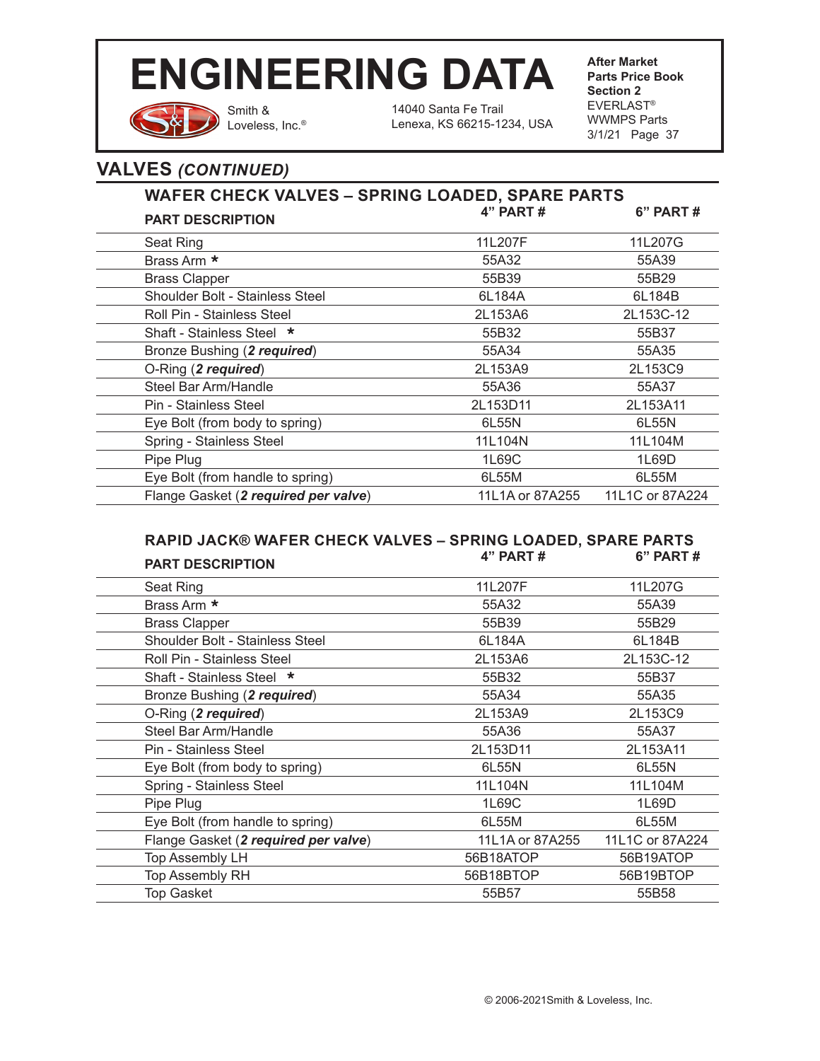## VALVES *(CONTINUED)*

### WAFER CHECK VALVES – SPRING LOADED, SPARE PARTS

| PART DESCRIPTION | 4" PART # | 6" PART # |
|---|---|---|
| Seat Ring | 11L207F | 11L207G |
| Brass Arm * | 55A32 | 55A39 |
| Brass Clapper | 55B39 | 55B29 |
| Shoulder Bolt - Stainless Steel | 6L184A | 6L184B |
| Roll Pin - Stainless Steel | 2L153A6 | 2L153C-12 |
| Shaft - Stainless Steel * | 55B32 | 55B37 |
| Bronze Bushing (***2 required***) | 55A34 | 55A35 |
| O-Ring (***2 required***) | 2L153A9 | 2L153C9 |
| Steel Bar Arm/Handle | 55A36 | 55A37 |
| Pin - Stainless Steel | 2L153D11 | 2L153A11 |
| Eye Bolt (from body to spring) | 6L55N | 6L55N |
| Spring - Stainless Steel | 11L104N | 11L104M |
| Pipe Plug | 1L69C | 1L69D |
| Eye Bolt (from handle to spring) | 6L55M | 6L55M |
| Flange Gasket (***2 required per valve***) | 11L1A or 87A255 | 11L1C or 87A224 |

### RAPID JACK® WAFER CHECK VALVES – SPRING LOADED, SPARE PARTS

| PART DESCRIPTION | 4" PART # | 6" PART # |
|---|---|---|
| Seat Ring | 11L207F | 11L207G |
| Brass Arm * | 55A32 | 55A39 |
| Brass Clapper | 55B39 | 55B29 |
| Shoulder Bolt - Stainless Steel | 6L184A | 6L184B |
| Roll Pin - Stainless Steel | 2L153A6 | 2L153C-12 |
| Shaft - Stainless Steel * | 55B32 | 55B37 |
| Bronze Bushing (***2 required***) | 55A34 | 55A35 |
| O-Ring (***2 required***) | 2L153A9 | 2L153C9 |
| Steel Bar Arm/Handle | 55A36 | 55A37 |
| Pin - Stainless Steel | 2L153D11 | 2L153A11 |
| Eye Bolt (from body to spring) | 6L55N | 6L55N |
| Spring - Stainless Steel | 11L104N | 11L104M |
| Pipe Plug | 1L69C | 1L69D |
| Eye Bolt (from handle to spring) | 6L55M | 6L55M |
| Flange Gasket (***2 required per valve***) | 11L1A or 87A255 | 11L1C or 87A224 |
| Top Assembly LH | 56B18ATOP | 56B19ATOP |
| Top Assembly RH | 56B18BTOP | 56B19BTOP |
| Top Gasket | 55B57 | 55B58 |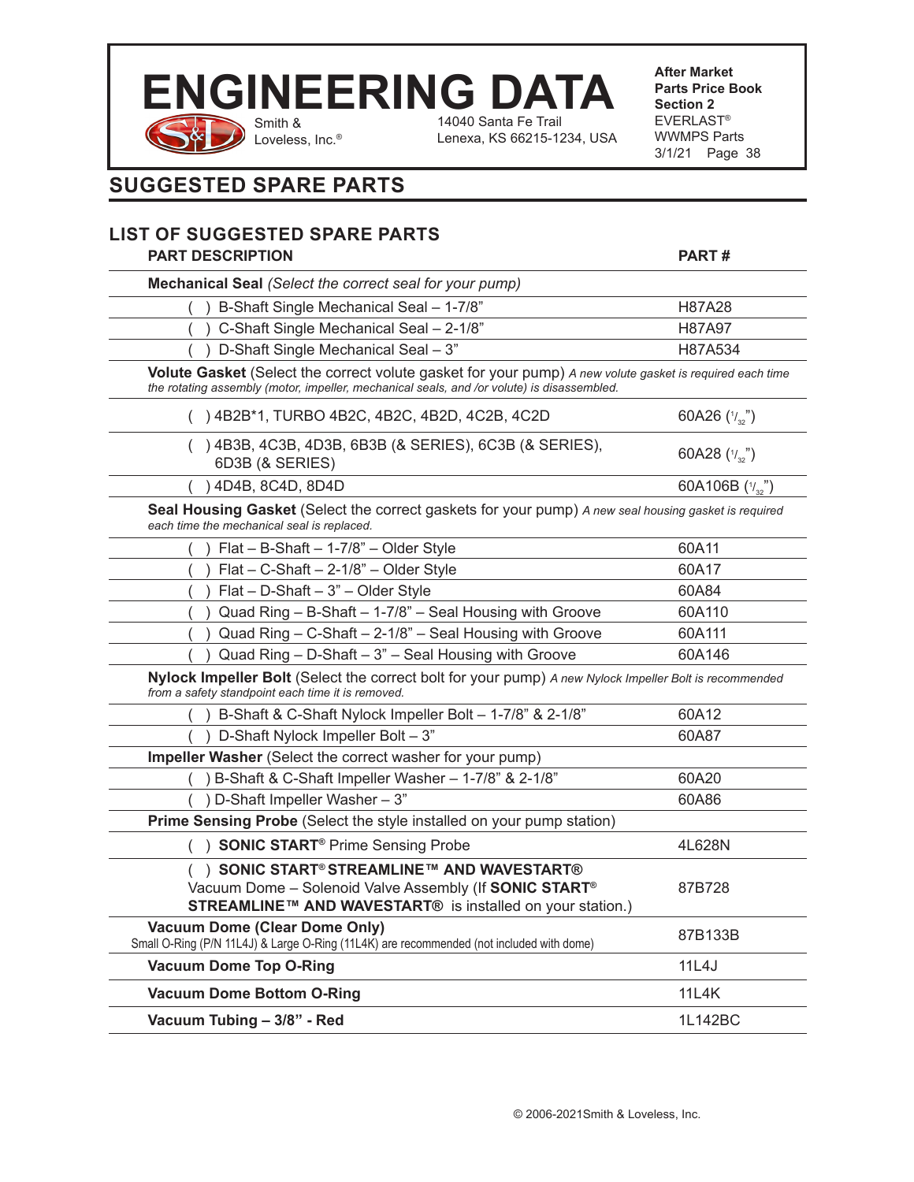# ENGINEERING DATA

Smith & Loveless, Inc.®
14040 Santa Fe Trail
Lenexa, KS 66215-1234, USA

**After Market Parts Price Book Section 2**
EVERLAST®
WWMPS Parts
3/1/21

## SUGGESTED SPARE PARTS

### LIST OF SUGGESTED SPARE PARTS

| PART DESCRIPTION | PART # |
|---|---|
| **Mechanical Seal** *(Select the correct seal for your pump)* | |
| ( ) B-Shaft Single Mechanical Seal – 1-7/8” | H87A28 |
| ( ) C-Shaft Single Mechanical Seal – 2-1/8” | H87A97 |
| ( ) D-Shaft Single Mechanical Seal – 3” | H87A534 |
| **Volute Gasket** (Select the correct volute gasket for your pump) *A new volute gasket is required each time the rotating assembly (motor, impeller, mechanical seals, and /or volute) is disassembled.* | |
| ( ) 4B2B*1, TURBO 4B2C, 4B2C, 4B2D, 4C2B, 4C2D | 60A26 (1/32”) |
| ( ) 4B3B, 4C3B, 4D3B, 6B3B (& SERIES), 6C3B (& SERIES), 6D3B (& SERIES) | 60A28 (1/32”) |
| ( ) 4D4B, 8C4D, 8D4D | 60A106B (1/32”) |
| **Seal Housing Gasket** (Select the correct gaskets for your pump) *A new seal housing gasket is required each time the mechanical seal is replaced.* | |
| ( ) Flat – B-Shaft – 1-7/8” – Older Style | 60A11 |
| ( ) Flat – C-Shaft – 2-1/8” – Older Style | 60A17 |
| ( ) Flat – D-Shaft – 3” – Older Style | 60A84 |
| ( ) Quad Ring – B-Shaft – 1-7/8” – Seal Housing with Groove | 60A110 |
| ( ) Quad Ring – C-Shaft – 2-1/8” – Seal Housing with Groove | 60A111 |
| ( ) Quad Ring – D-Shaft – 3” – Seal Housing with Groove | 60A146 |
| **Nylock Impeller Bolt** (Select the correct bolt for your pump) *A new Nylock Impeller Bolt is recommended from a safety standpoint each time it is removed.* | |
| ( ) B-Shaft & C-Shaft Nylock Impeller Bolt – 1-7/8” & 2-1/8” | 60A12 |
| ( ) D-Shaft Nylock Impeller Bolt – 3” | 60A87 |
| **Impeller Washer** (Select the correct washer for your pump) | |
| ( ) B-Shaft & C-Shaft Impeller Washer – 1-7/8” & 2-1/8” | 60A20 |
| ( ) D-Shaft Impeller Washer – 3” | 60A86 |
| **Prime Sensing Probe** (Select the style installed on your pump station) | |
| ( ) **SONIC START®** Prime Sensing Probe | 4L628N |
| ( ) **SONIC START® STREAMLINE™ AND WAVESTART®** Vacuum Dome – Solenoid Valve Assembly (If **SONIC START® STREAMLINE™ AND WAVESTART®** is installed on your station.) | 87B728 |
| **Vacuum Dome (Clear Dome Only)** Small O-Ring (P/N 11L4J) & Large O-Ring (11L4K) are recommended (not included with dome) | 87B133B |
| **Vacuum Dome Top O-Ring** | 11L4J |
| **Vacuum Dome Bottom O-Ring** | 11L4K |
| **Vacuum Tubing – 3/8” - Red** | 1L142BC |

© 2006-2021Smith & Loveless, Inc.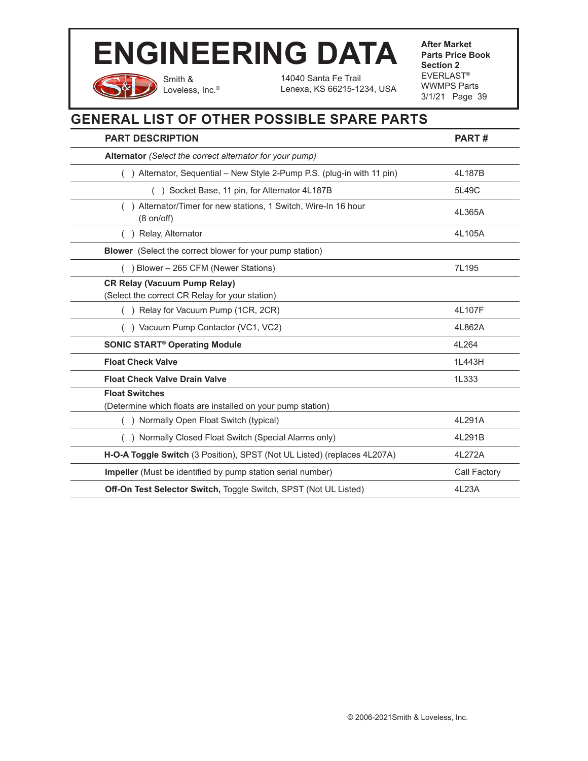# ENGINEERING DATA

Smith & Loveless, Inc.®

14040 Santa Fe Trail
Lenexa, KS 66215-1234, USA

**After Market Parts Price Book Section 2**
EVERLAST®
WWMPS Parts
3/1/21 Page 39

## GENERAL LIST OF OTHER POSSIBLE SPARE PARTS

| PART DESCRIPTION | PART # |
|---|---|
| **Alternator** *(Select the correct alternator for your pump)* | |
| ( ) Alternator, Sequential – New Style 2-Pump P.S. (plug-in with 11 pin) | 4L187B |
| ( ) Socket Base, 11 pin, for Alternator 4L187B | 5L49C |
| ( ) Alternator/Timer for new stations, 1 Switch, Wire-In 16 hour (8 on/off) | 4L365A |
| ( ) Relay, Alternator | 4L105A |
| **Blower** (Select the correct blower for your pump station) | |
| ( ) Blower – 265 CFM (Newer Stations) | 7L195 |
| **CR Relay (Vacuum Pump Relay)** (Select the correct CR Relay for your station) | |
| ( ) Relay for Vacuum Pump (1CR, 2CR) | 4L107F |
| ( ) Vacuum Pump Contactor (VC1, VC2) | 4L862A |
| **SONIC START® Operating Module** | 4L264 |
| **Float Check Valve** | 1L443H |
| **Float Check Valve Drain Valve** | 1L333 |
| **Float Switches** (Determine which floats are installed on your pump station) | |
| ( ) Normally Open Float Switch (typical) | 4L291A |
| ( ) Normally Closed Float Switch (Special Alarms only) | 4L291B |
| **H-O-A Toggle Switch** (3 Position), SPST (Not UL Listed) (replaces 4L207A) | 4L272A |
| **Impeller** (Must be identified by pump station serial number) | Call Factory |
| **Off-On Test Selector Switch,** Toggle Switch, SPST (Not UL Listed) | 4L23A |

© 2006-2021Smith & Loveless, Inc.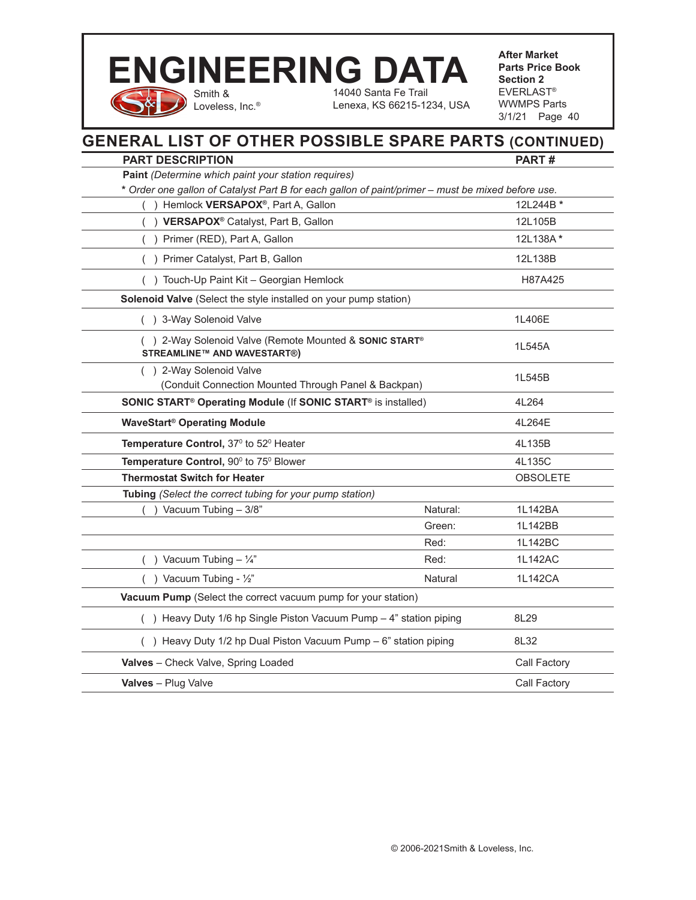# ENGINEERING DATA

Smith & Loveless, Inc.®

14040 Santa Fe Trail
Lenexa, KS 66215-1234, USA

**After Market Parts Price Book Section 2**
EVERLAST® WWMPS Parts
3/1/21 Page 40

## GENERAL LIST OF OTHER POSSIBLE SPARE PARTS (CONTINUED)

| PART DESCRIPTION | | PART # |
|---|---|---|
| **Paint** *(Determine which paint your station requires)* | | |
| *\* Order one gallon of Catalyst Part B for each gallon of paint/primer – must be mixed before use.* | | |
| ( ) Hemlock **VERSAPOX®**, Part A, Gallon | | 12L244B * |
| ( ) **VERSAPOX®** Catalyst, Part B, Gallon | | 12L105B |
| ( ) Primer (RED), Part A, Gallon | | 12L138A * |
| ( ) Primer Catalyst, Part B, Gallon | | 12L138B |
| ( ) Touch-Up Paint Kit – Georgian Hemlock | | H87A425 |
| **Solenoid Valve** (Select the style installed on your pump station) | | |
| ( ) 3-Way Solenoid Valve | | 1L406E |
| ( ) 2-Way Solenoid Valve (Remote Mounted & **SONIC START® STREAMLINE™ AND WAVESTART®)** | | 1L545A |
| ( ) 2-Way Solenoid Valve (Conduit Connection Mounted Through Panel & Backpan) | | 1L545B |
| **SONIC START® Operating Module** (If **SONIC START®** is installed) | | 4L264 |
| **WaveStart® Operating Module** | | 4L264E |
| **Temperature Control**, 37° to 52° Heater | | 4L135B |
| **Temperature Control**, 90° to 75° Blower | | 4L135C |
| **Thermostat Switch for Heater** | | OBSOLETE |
| **Tubing** *(Select the correct tubing for your pump station)* | | |
| ( ) Vacuum Tubing – 3/8" | Natural: | 1L142BA |
| | Green: | 1L142BB |
| | Red: | 1L142BC |
| ( ) Vacuum Tubing – ¼" | Red: | 1L142AC |
| ( ) Vacuum Tubing - ½" | Natural | 1L142CA |
| **Vacuum Pump** (Select the correct vacuum pump for your station) | | |
| ( ) Heavy Duty 1/6 hp Single Piston Vacuum Pump – 4" station piping | | 8L29 |
| ( ) Heavy Duty 1/2 hp Dual Piston Vacuum Pump – 6" station piping | | 8L32 |
| **Valves** – Check Valve, Spring Loaded | | Call Factory |
| **Valves** – Plug Valve | | Call Factory |

© 2006-2021Smith & Loveless, Inc.